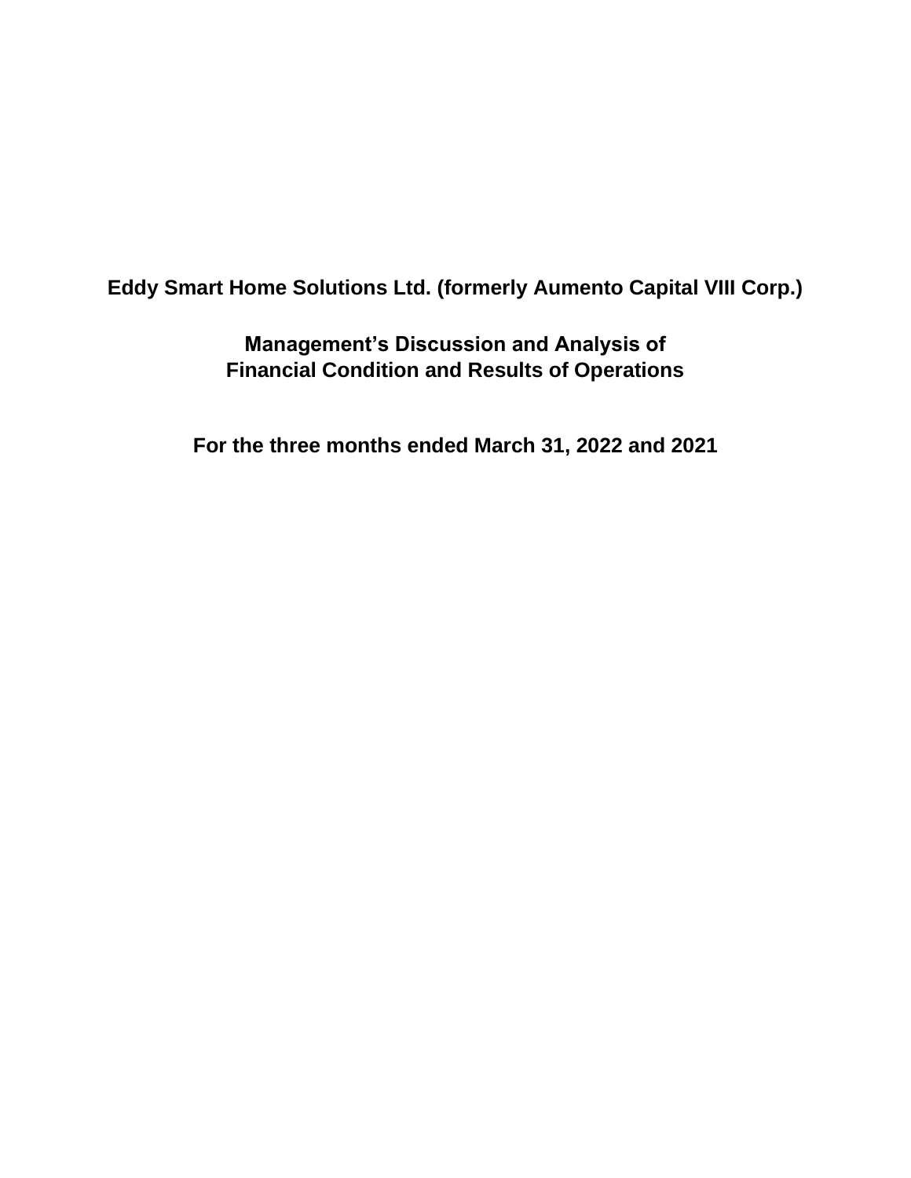# Eddy Smart Home Solutions Ltd. (formerly Aumento Capital VIII Corp.)

## Management's Discussion and Analysis of Financial Condition and Results of Operations

## For the three months ended March 31, 2022 and 2021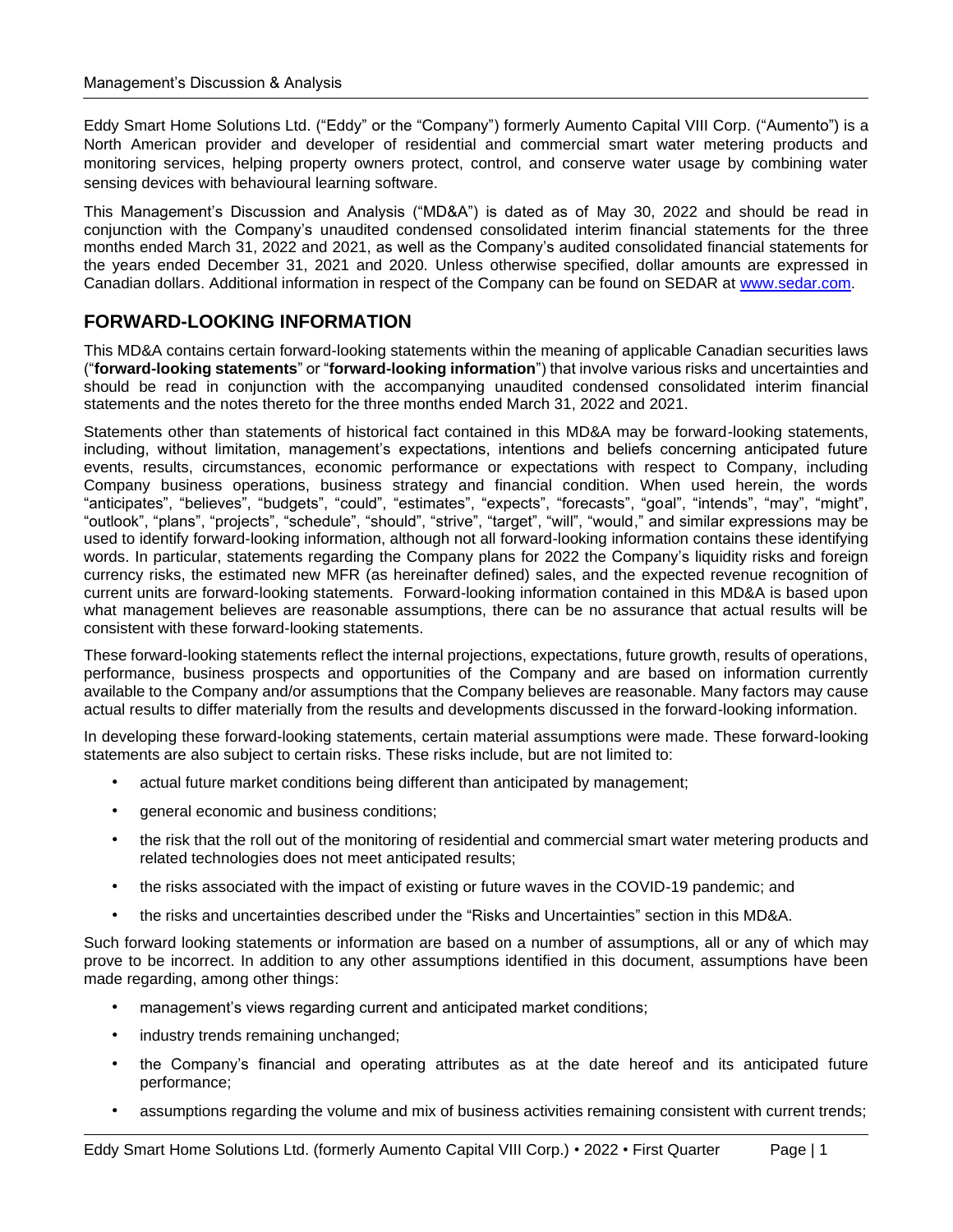Eddy Smart Home Solutions Ltd. ("Eddy" or the "Company") formerly Aumento Capital VIII Corp. ("Aumento") is a North American provider and developer of residential and commercial smart water metering products and monitoring services, helping property owners protect, control, and conserve water usage by combining water sensing devices with behavioural learning software.

This Management's Discussion and Analysis ("MD&A") is dated as of May 30, 2022 and should be read in conjunction with the Company's unaudited condensed consolidated interim financial statements for the three months ended March 31, 2022 and 2021, as well as the Company's audited consolidated financial statements for the years ended December 31, 2021 and 2020. Unless otherwise specified, dollar amounts are expressed in Canadian dollars. Additional information in respect of the Company can be found on SEDAR at www.sedar.com.

## FORWARD-LOOKING INFORMATION

This MD&A contains certain forward-looking statements within the meaning of applicable Canadian securities laws ("**forward-looking statements**" or "**forward-looking information**") that involve various risks and uncertainties and should be read in conjunction with the accompanying unaudited condensed consolidated interim financial statements and the notes thereto for the three months ended March 31, 2022 and 2021.

Statements other than statements of historical fact contained in this MD&A may be forward-looking statements, including, without limitation, management's expectations, intentions and beliefs concerning anticipated future events, results, circumstances, economic performance or expectations with respect to Company, including Company business operations, business strategy and financial condition. When used herein, the words "anticipates", "believes", "budgets", "could", "estimates", "expects", "forecasts", "goal", "intends", "may", "might", "outlook", "plans", "projects", "schedule", "should", "strive", "target", "will", "would," and similar expressions may be used to identify forward-looking information, although not all forward-looking information contains these identifying words. In particular, statements regarding the Company plans for 2022 the Company's liquidity risks and foreign currency risks, the estimated new MFR (as hereinafter defined) sales, and the expected revenue recognition of current units are forward-looking statements. Forward-looking information contained in this MD&A is based upon what management believes are reasonable assumptions, there can be no assurance that actual results will be consistent with these forward-looking statements.

These forward-looking statements reflect the internal projections, expectations, future growth, results of operations, performance, business prospects and opportunities of the Company and are based on information currently available to the Company and/or assumptions that the Company believes are reasonable. Many factors may cause actual results to differ materially from the results and developments discussed in the forward-looking information.

In developing these forward-looking statements, certain material assumptions were made. These forward-looking statements are also subject to certain risks. These risks include, but are not limited to:

- actual future market conditions being different than anticipated by management;
- general economic and business conditions;
- the risk that the roll out of the monitoring of residential and commercial smart water metering products and related technologies does not meet anticipated results;
- the risks associated with the impact of existing or future waves in the COVID-19 pandemic; and
- the risks and uncertainties described under the "Risks and Uncertainties" section in this MD&A.

Such forward looking statements or information are based on a number of assumptions, all or any of which may prove to be incorrect. In addition to any other assumptions identified in this document, assumptions have been made regarding, among other things:

- management's views regarding current and anticipated market conditions;
- industry trends remaining unchanged;
- the Company's financial and operating attributes as at the date hereof and its anticipated future performance;
- assumptions regarding the volume and mix of business activities remaining consistent with current trends;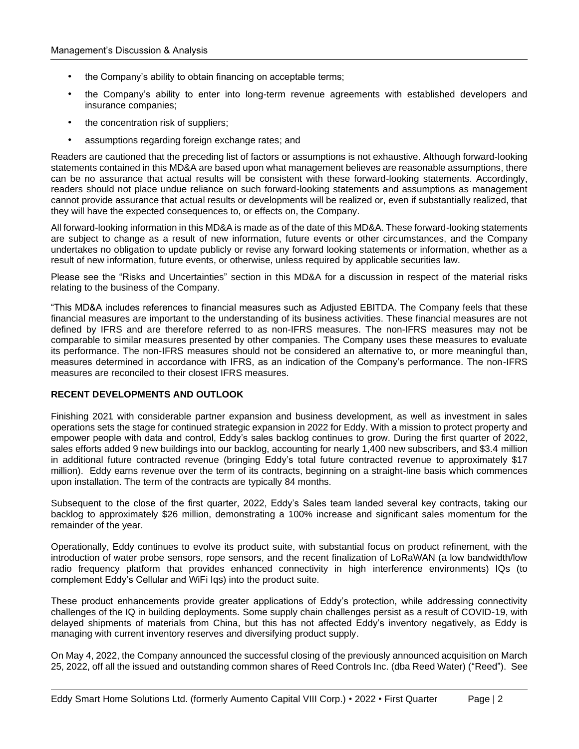- the Company's ability to obtain financing on acceptable terms;
- the Company's ability to enter into long-term revenue agreements with established developers and insurance companies;
- the concentration risk of suppliers;
- assumptions regarding foreign exchange rates; and

Readers are cautioned that the preceding list of factors or assumptions is not exhaustive. Although forward-looking statements contained in this MD&A are based upon what management believes are reasonable assumptions, there can be no assurance that actual results will be consistent with these forward-looking statements. Accordingly, readers should not place undue reliance on such forward-looking statements and assumptions as management cannot provide assurance that actual results or developments will be realized or, even if substantially realized, that they will have the expected consequences to, or effects on, the Company.

All forward-looking information in this MD&A is made as of the date of this MD&A. These forward-looking statements are subject to change as a result of new information, future events or other circumstances, and the Company undertakes no obligation to update publicly or revise any forward looking statements or information, whether as a result of new information, future events, or otherwise, unless required by applicable securities law.

Please see the "Risks and Uncertainties" section in this MD&A for a discussion in respect of the material risks relating to the business of the Company.

"This MD&A includes references to financial measures such as Adjusted EBITDA. The Company feels that these financial measures are important to the understanding of its business activities. These financial measures are not defined by IFRS and are therefore referred to as non-IFRS measures. The non-IFRS measures may not be comparable to similar measures presented by other companies. The Company uses these measures to evaluate its performance. The non-IFRS measures should not be considered an alternative to, or more meaningful than, measures determined in accordance with IFRS, as an indication of the Company's performance. The non-IFRS measures are reconciled to their closest IFRS measures.

**RECENT DEVELOPMENTS AND OUTLOOK**

Finishing 2021 with considerable partner expansion and business development, as well as investment in sales operations sets the stage for continued strategic expansion in 2022 for Eddy. With a mission to protect property and empower people with data and control, Eddy's sales backlog continues to grow. During the first quarter of 2022, sales efforts added 9 new buildings into our backlog, accounting for nearly 1,400 new subscribers, and $3.4 million in additional future contracted revenue (bringing Eddy's total future contracted revenue to approximately $17 million). Eddy earns revenue over the term of its contracts, beginning on a straight-line basis which commences upon installation. The term of the contracts are typically 84 months.

Subsequent to the close of the first quarter, 2022, Eddy's Sales team landed several key contracts, taking our backlog to approximately $26 million, demonstrating a 100% increase and significant sales momentum for the remainder of the year.

Operationally, Eddy continues to evolve its product suite, with substantial focus on product refinement, with the introduction of water probe sensors, rope sensors, and the recent finalization of LoRaWAN (a low bandwidth/low radio frequency platform that provides enhanced connectivity in high interference environments) IQs (to complement Eddy's Cellular and WiFi Iqs) into the product suite.

These product enhancements provide greater applications of Eddy's protection, while addressing connectivity challenges of the IQ in building deployments. Some supply chain challenges persist as a result of COVID-19, with delayed shipments of materials from China, but this has not affected Eddy's inventory negatively, as Eddy is managing with current inventory reserves and diversifying product supply.

On May 4, 2022, the Company announced the successful closing of the previously announced acquisition on March 25, 2022, off all the issued and outstanding common shares of Reed Controls Inc. (dba Reed Water) ("Reed"). See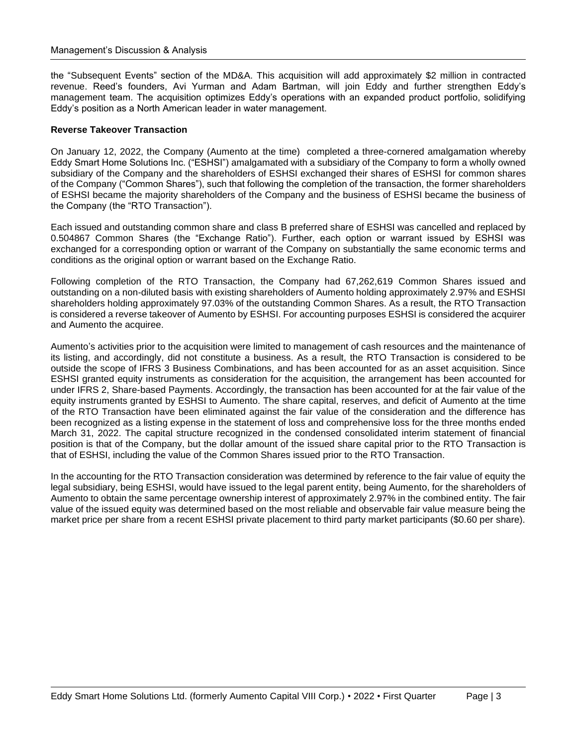the "Subsequent Events" section of the MD&A. This acquisition will add approximately $2 million in contracted revenue. Reed's founders, Avi Yurman and Adam Bartman, will join Eddy and further strengthen Eddy's management team. The acquisition optimizes Eddy's operations with an expanded product portfolio, solidifying Eddy's position as a North American leader in water management.

**Reverse Takeover Transaction**

On January 12, 2022, the Company (Aumento at the time) completed a three-cornered amalgamation whereby Eddy Smart Home Solutions Inc. ("ESHSI") amalgamated with a subsidiary of the Company to form a wholly owned subsidiary of the Company and the shareholders of ESHSI exchanged their shares of ESHSI for common shares of the Company ("Common Shares"), such that following the completion of the transaction, the former shareholders of ESHSI became the majority shareholders of the Company and the business of ESHSI became the business of the Company (the "RTO Transaction").

Each issued and outstanding common share and class B preferred share of ESHSI was cancelled and replaced by 0.504867 Common Shares (the "Exchange Ratio"). Further, each option or warrant issued by ESHSI was exchanged for a corresponding option or warrant of the Company on substantially the same economic terms and conditions as the original option or warrant based on the Exchange Ratio.

Following completion of the RTO Transaction, the Company had 67,262,619 Common Shares issued and outstanding on a non-diluted basis with existing shareholders of Aumento holding approximately 2.97% and ESHSI shareholders holding approximately 97.03% of the outstanding Common Shares. As a result, the RTO Transaction is considered a reverse takeover of Aumento by ESHSI. For accounting purposes ESHSI is considered the acquirer and Aumento the acquiree.

Aumento's activities prior to the acquisition were limited to management of cash resources and the maintenance of its listing, and accordingly, did not constitute a business. As a result, the RTO Transaction is considered to be outside the scope of IFRS 3 Business Combinations, and has been accounted for as an asset acquisition. Since ESHSI granted equity instruments as consideration for the acquisition, the arrangement has been accounted for under IFRS 2, Share-based Payments. Accordingly, the transaction has been accounted for at the fair value of the equity instruments granted by ESHSI to Aumento. The share capital, reserves, and deficit of Aumento at the time of the RTO Transaction have been eliminated against the fair value of the consideration and the difference has been recognized as a listing expense in the statement of loss and comprehensive loss for the three months ended March 31, 2022. The capital structure recognized in the condensed consolidated interim statement of financial position is that of the Company, but the dollar amount of the issued share capital prior to the RTO Transaction is that of ESHSI, including the value of the Common Shares issued prior to the RTO Transaction.

In the accounting for the RTO Transaction consideration was determined by reference to the fair value of equity the legal subsidiary, being ESHSI, would have issued to the legal parent entity, being Aumento, for the shareholders of Aumento to obtain the same percentage ownership interest of approximately 2.97% in the combined entity. The fair value of the issued equity was determined based on the most reliable and observable fair value measure being the market price per share from a recent ESHSI private placement to third party market participants ($0.60 per share).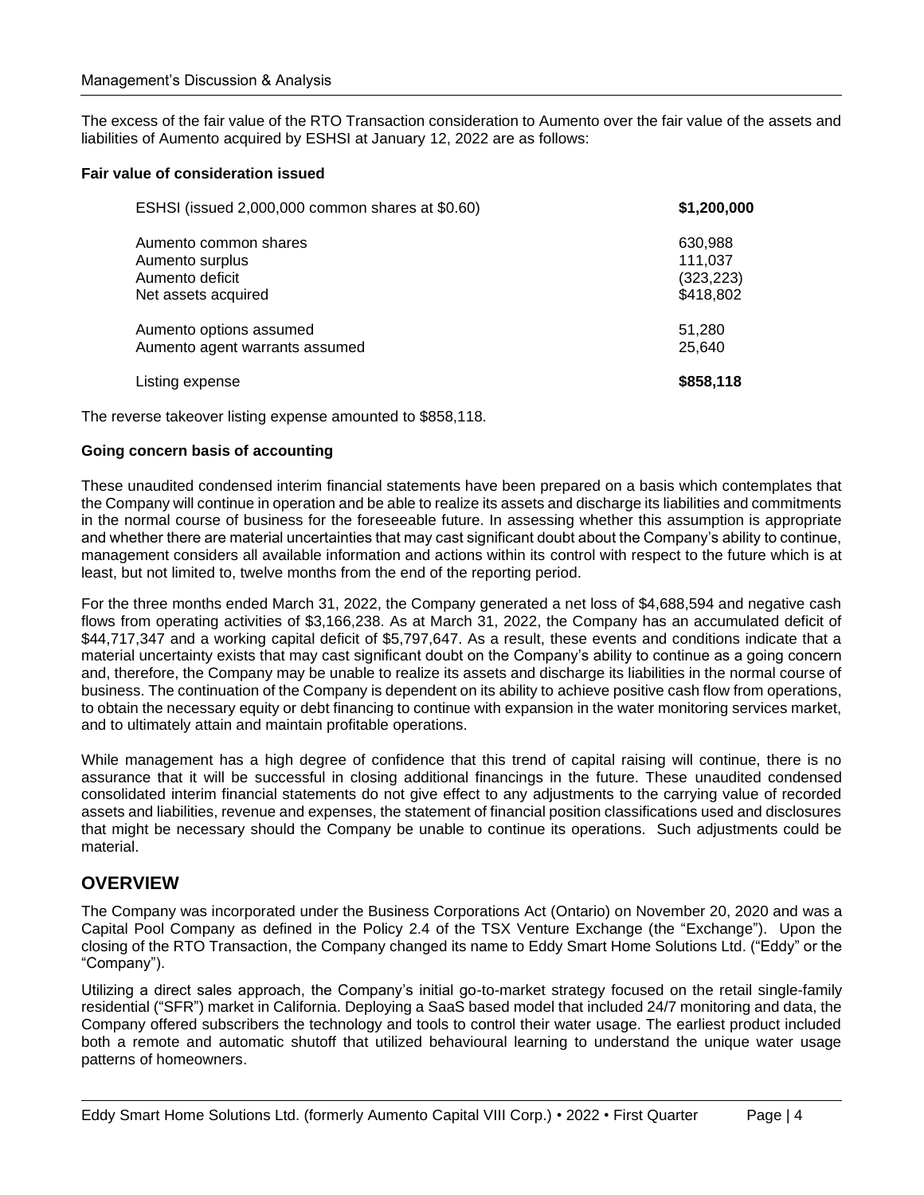The excess of the fair value of the RTO Transaction consideration to Aumento over the fair value of the assets and liabilities of Aumento acquired by ESHSI at January 12, 2022 are as follows:

**Fair value of consideration issued**

| | |
|---|---|
| ESHSI (issued 2,000,000 common shares at $0.60) | **$1,200,000** |
| Aumento common shares | 630,988 |
| Aumento surplus | 111,037 |
| Aumento deficit | (323,223) |
| Net assets acquired | $418,802 |
| Aumento options assumed | 51,280 |
| Aumento agent warrants assumed | 25,640 |
| Listing expense | **$858,118** |

The reverse takeover listing expense amounted to $858,118.

**Going concern basis of accounting**

These unaudited condensed interim financial statements have been prepared on a basis which contemplates that the Company will continue in operation and be able to realize its assets and discharge its liabilities and commitments in the normal course of business for the foreseeable future. In assessing whether this assumption is appropriate and whether there are material uncertainties that may cast significant doubt about the Company's ability to continue, management considers all available information and actions within its control with respect to the future which is at least, but not limited to, twelve months from the end of the reporting period.

For the three months ended March 31, 2022, the Company generated a net loss of $4,688,594 and negative cash flows from operating activities of $3,166,238. As at March 31, 2022, the Company has an accumulated deficit of $44,717,347 and a working capital deficit of $5,797,647. As a result, these events and conditions indicate that a material uncertainty exists that may cast significant doubt on the Company's ability to continue as a going concern and, therefore, the Company may be unable to realize its assets and discharge its liabilities in the normal course of business. The continuation of the Company is dependent on its ability to achieve positive cash flow from operations, to obtain the necessary equity or debt financing to continue with expansion in the water monitoring services market, and to ultimately attain and maintain profitable operations.

While management has a high degree of confidence that this trend of capital raising will continue, there is no assurance that it will be successful in closing additional financings in the future. These unaudited condensed consolidated interim financial statements do not give effect to any adjustments to the carrying value of recorded assets and liabilities, revenue and expenses, the statement of financial position classifications used and disclosures that might be necessary should the Company be unable to continue its operations. Such adjustments could be material.

## OVERVIEW

The Company was incorporated under the Business Corporations Act (Ontario) on November 20, 2020 and was a Capital Pool Company as defined in the Policy 2.4 of the TSX Venture Exchange (the "Exchange"). Upon the closing of the RTO Transaction, the Company changed its name to Eddy Smart Home Solutions Ltd. ("Eddy" or the "Company").

Utilizing a direct sales approach, the Company's initial go-to-market strategy focused on the retail single-family residential ("SFR") market in California. Deploying a SaaS based model that included 24/7 monitoring and data, the Company offered subscribers the technology and tools to control their water usage. The earliest product included both a remote and automatic shutoff that utilized behavioural learning to understand the unique water usage patterns of homeowners.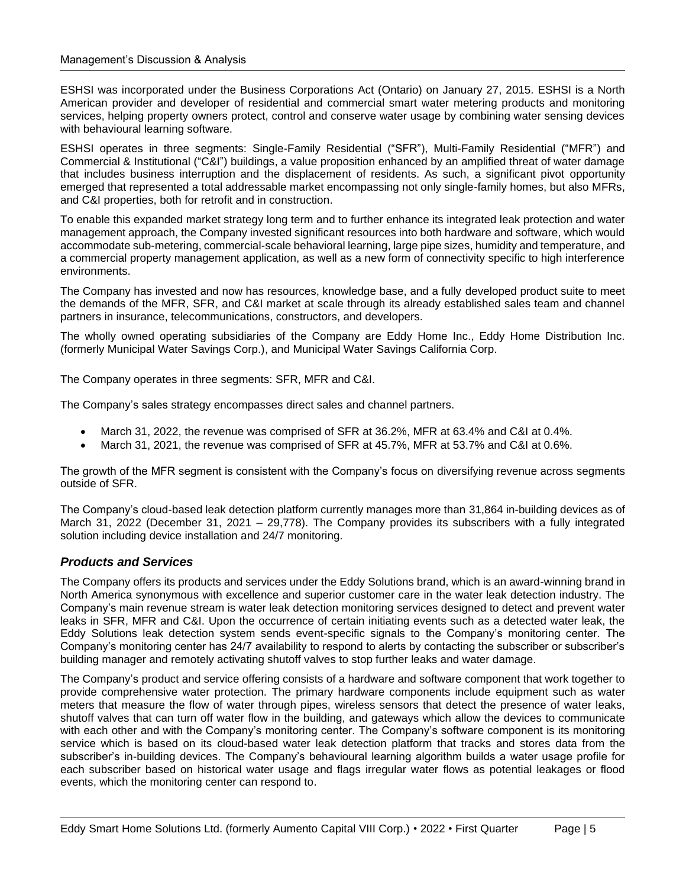ESHSI was incorporated under the Business Corporations Act (Ontario) on January 27, 2015. ESHSI is a North American provider and developer of residential and commercial smart water metering products and monitoring services, helping property owners protect, control and conserve water usage by combining water sensing devices with behavioural learning software.

ESHSI operates in three segments: Single-Family Residential ("SFR"), Multi-Family Residential ("MFR") and Commercial & Institutional ("C&I") buildings, a value proposition enhanced by an amplified threat of water damage that includes business interruption and the displacement of residents. As such, a significant pivot opportunity emerged that represented a total addressable market encompassing not only single-family homes, but also MFRs, and C&I properties, both for retrofit and in construction.

To enable this expanded market strategy long term and to further enhance its integrated leak protection and water management approach, the Company invested significant resources into both hardware and software, which would accommodate sub-metering, commercial-scale behavioral learning, large pipe sizes, humidity and temperature, and a commercial property management application, as well as a new form of connectivity specific to high interference environments.

The Company has invested and now has resources, knowledge base, and a fully developed product suite to meet the demands of the MFR, SFR, and C&I market at scale through its already established sales team and channel partners in insurance, telecommunications, constructors, and developers.

The wholly owned operating subsidiaries of the Company are Eddy Home Inc., Eddy Home Distribution Inc. (formerly Municipal Water Savings Corp.), and Municipal Water Savings California Corp.

The Company operates in three segments: SFR, MFR and C&I.

The Company's sales strategy encompasses direct sales and channel partners.

- March 31, 2022, the revenue was comprised of SFR at 36.2%, MFR at 63.4% and C&I at 0.4%.
- March 31, 2021, the revenue was comprised of SFR at 45.7%, MFR at 53.7% and C&I at 0.6%.

The growth of the MFR segment is consistent with the Company's focus on diversifying revenue across segments outside of SFR.

The Company's cloud-based leak detection platform currently manages more than 31,864 in-building devices as of March 31, 2022 (December 31, 2021 – 29,778). The Company provides its subscribers with a fully integrated solution including device installation and 24/7 monitoring.

### *Products and Services*

The Company offers its products and services under the Eddy Solutions brand, which is an award-winning brand in North America synonymous with excellence and superior customer care in the water leak detection industry. The Company's main revenue stream is water leak detection monitoring services designed to detect and prevent water leaks in SFR, MFR and C&I. Upon the occurrence of certain initiating events such as a detected water leak, the Eddy Solutions leak detection system sends event-specific signals to the Company's monitoring center. The Company's monitoring center has 24/7 availability to respond to alerts by contacting the subscriber or subscriber's building manager and remotely activating shutoff valves to stop further leaks and water damage.

The Company's product and service offering consists of a hardware and software component that work together to provide comprehensive water protection. The primary hardware components include equipment such as water meters that measure the flow of water through pipes, wireless sensors that detect the presence of water leaks, shutoff valves that can turn off water flow in the building, and gateways which allow the devices to communicate with each other and with the Company's monitoring center. The Company's software component is its monitoring service which is based on its cloud-based water leak detection platform that tracks and stores data from the subscriber's in-building devices. The Company's behavioural learning algorithm builds a water usage profile for each subscriber based on historical water usage and flags irregular water flows as potential leakages or flood events, which the monitoring center can respond to.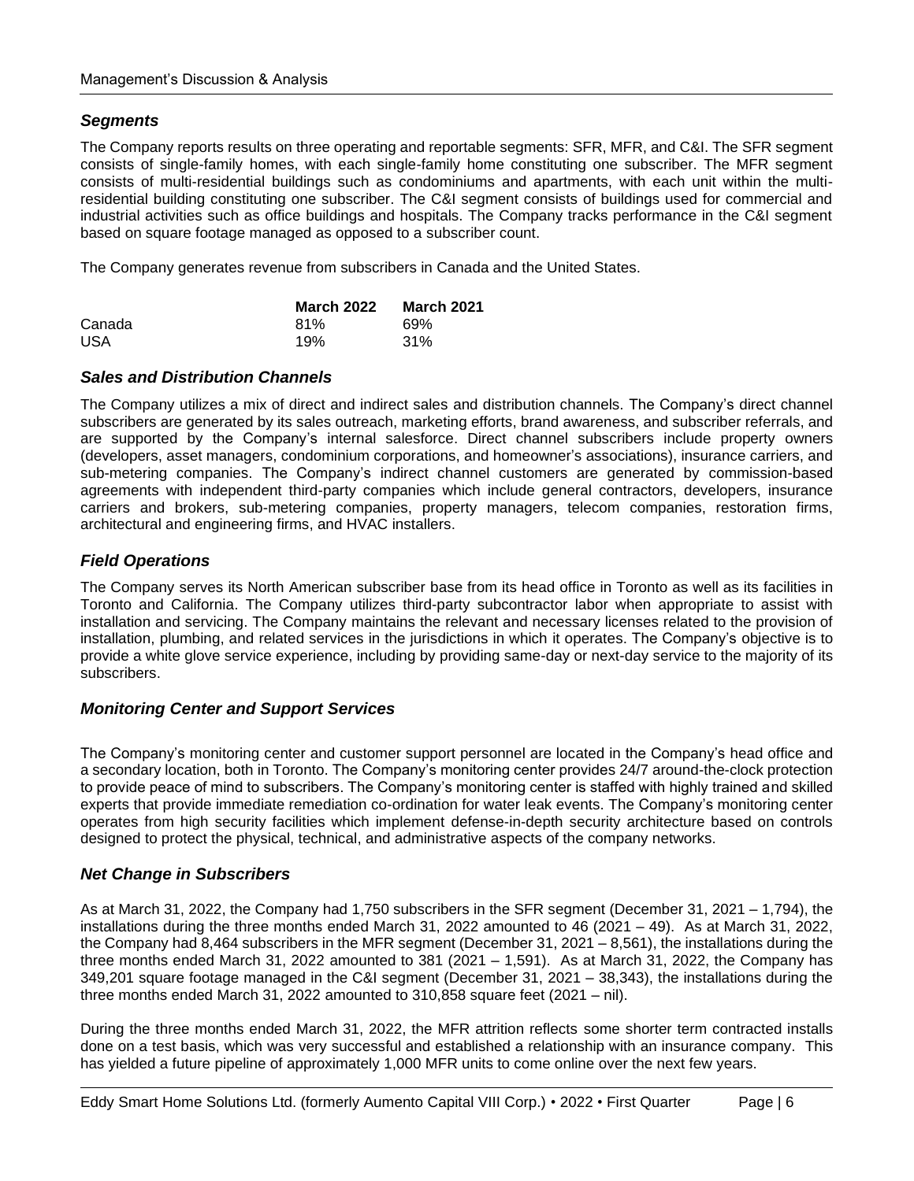### *Segments*

The Company reports results on three operating and reportable segments: SFR, MFR, and C&I. The SFR segment consists of single-family homes, with each single-family home constituting one subscriber. The MFR segment consists of multi-residential buildings such as condominiums and apartments, with each unit within the multi-residential building constituting one subscriber. The C&I segment consists of buildings used for commercial and industrial activities such as office buildings and hospitals. The Company tracks performance in the C&I segment based on square footage managed as opposed to a subscriber count.

The Company generates revenue from subscribers in Canada and the United States.

| | March 2022 | March 2021 |
|---|---|---|
| Canada | 81% | 69% |
| USA | 19% | 31% |

### *Sales and Distribution Channels*

The Company utilizes a mix of direct and indirect sales and distribution channels. The Company's direct channel subscribers are generated by its sales outreach, marketing efforts, brand awareness, and subscriber referrals, and are supported by the Company's internal salesforce. Direct channel subscribers include property owners (developers, asset managers, condominium corporations, and homeowner's associations), insurance carriers, and sub-metering companies. The Company's indirect channel customers are generated by commission-based agreements with independent third-party companies which include general contractors, developers, insurance carriers and brokers, sub-metering companies, property managers, telecom companies, restoration firms, architectural and engineering firms, and HVAC installers.

### *Field Operations*

The Company serves its North American subscriber base from its head office in Toronto as well as its facilities in Toronto and California. The Company utilizes third-party subcontractor labor when appropriate to assist with installation and servicing. The Company maintains the relevant and necessary licenses related to the provision of installation, plumbing, and related services in the jurisdictions in which it operates. The Company's objective is to provide a white glove service experience, including by providing same-day or next-day service to the majority of its subscribers.

### *Monitoring Center and Support Services*

The Company's monitoring center and customer support personnel are located in the Company's head office and a secondary location, both in Toronto. The Company's monitoring center provides 24/7 around-the-clock protection to provide peace of mind to subscribers. The Company's monitoring center is staffed with highly trained and skilled experts that provide immediate remediation co-ordination for water leak events. The Company's monitoring center operates from high security facilities which implement defense-in-depth security architecture based on controls designed to protect the physical, technical, and administrative aspects of the company networks.

### *Net Change in Subscribers*

As at March 31, 2022, the Company had 1,750 subscribers in the SFR segment (December 31, 2021 – 1,794), the installations during the three months ended March 31, 2022 amounted to 46 (2021 – 49). As at March 31, 2022, the Company had 8,464 subscribers in the MFR segment (December 31, 2021 – 8,561), the installations during the three months ended March 31, 2022 amounted to 381 (2021 – 1,591). As at March 31, 2022, the Company has 349,201 square footage managed in the C&I segment (December 31, 2021 – 38,343), the installations during the three months ended March 31, 2022 amounted to 310,858 square feet (2021 – nil).

During the three months ended March 31, 2022, the MFR attrition reflects some shorter term contracted installs done on a test basis, which was very successful and established a relationship with an insurance company. This has yielded a future pipeline of approximately 1,000 MFR units to come online over the next few years.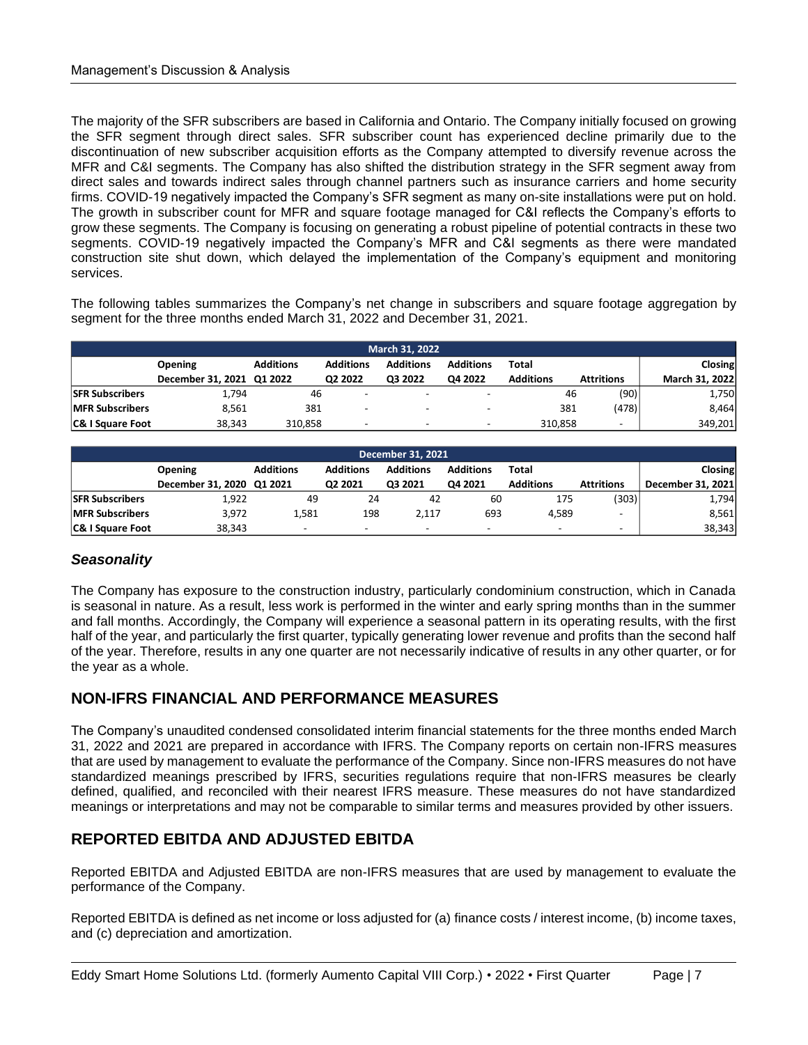The majority of the SFR subscribers are based in California and Ontario. The Company initially focused on growing the SFR segment through direct sales. SFR subscriber count has experienced decline primarily due to the discontinuation of new subscriber acquisition efforts as the Company attempted to diversify revenue across the MFR and C&I segments. The Company has also shifted the distribution strategy in the SFR segment away from direct sales and towards indirect sales through channel partners such as insurance carriers and home security firms. COVID-19 negatively impacted the Company's SFR segment as many on-site installations were put on hold. The growth in subscriber count for MFR and square footage managed for C&I reflects the Company's efforts to grow these segments. The Company is focusing on generating a robust pipeline of potential contracts in these two segments. COVID-19 negatively impacted the Company's MFR and C&I segments as there were mandated construction site shut down, which delayed the implementation of the Company's equipment and monitoring services.

The following tables summarizes the Company's net change in subscribers and square footage aggregation by segment for the three months ended March 31, 2022 and December 31, 2021.

| March 31, 2022 | | | | | | | | |
|---|---|---|---|---|---|---|---|---|
| | Opening December 31, 2021 | Additions Q1 2022 | Additions Q2 2022 | Additions Q3 2022 | Additions Q4 2022 | Total Additions | Attritions | Closing March 31, 2022 |
| SFR Subscribers | 1,794 | 46 | - | - | - | 46 | (90) | 1,750 |
| MFR Subscribers | 8,561 | 381 | - | - | - | 381 | (478) | 8,464 |
| C& I Square Foot | 38,343 | 310,858 | - | - | - | 310,858 | - | 349,201 |

| December 31, 2021 | | | | | | | | |
|---|---|---|---|---|---|---|---|---|
| | Opening December 31, 2020 | Additions Q1 2021 | Additions Q2 2021 | Additions Q3 2021 | Additions Q4 2021 | Total Additions | Attritions | Closing December 31, 2021 |
| SFR Subscribers | 1,922 | 49 | 24 | 42 | 60 | 175 | (303) | 1,794 |
| MFR Subscribers | 3,972 | 1,581 | 198 | 2,117 | 693 | 4,589 | - | 8,561 |
| C& I Square Foot | 38,343 | - | - | - | - | - | - | 38,343 |

### *Seasonality*

The Company has exposure to the construction industry, particularly condominium construction, which in Canada is seasonal in nature. As a result, less work is performed in the winter and early spring months than in the summer and fall months. Accordingly, the Company will experience a seasonal pattern in its operating results, with the first half of the year, and particularly the first quarter, typically generating lower revenue and profits than the second half of the year. Therefore, results in any one quarter are not necessarily indicative of results in any other quarter, or for the year as a whole.

## NON-IFRS FINANCIAL AND PERFORMANCE MEASURES

The Company's unaudited condensed consolidated interim financial statements for the three months ended March 31, 2022 and 2021 are prepared in accordance with IFRS. The Company reports on certain non-IFRS measures that are used by management to evaluate the performance of the Company. Since non-IFRS measures do not have standardized meanings prescribed by IFRS, securities regulations require that non-IFRS measures be clearly defined, qualified, and reconciled with their nearest IFRS measure. These measures do not have standardized meanings or interpretations and may not be comparable to similar terms and measures provided by other issuers.

## REPORTED EBITDA AND ADJUSTED EBITDA

Reported EBITDA and Adjusted EBITDA are non-IFRS measures that are used by management to evaluate the performance of the Company.

Reported EBITDA is defined as net income or loss adjusted for (a) finance costs / interest income, (b) income taxes, and (c) depreciation and amortization.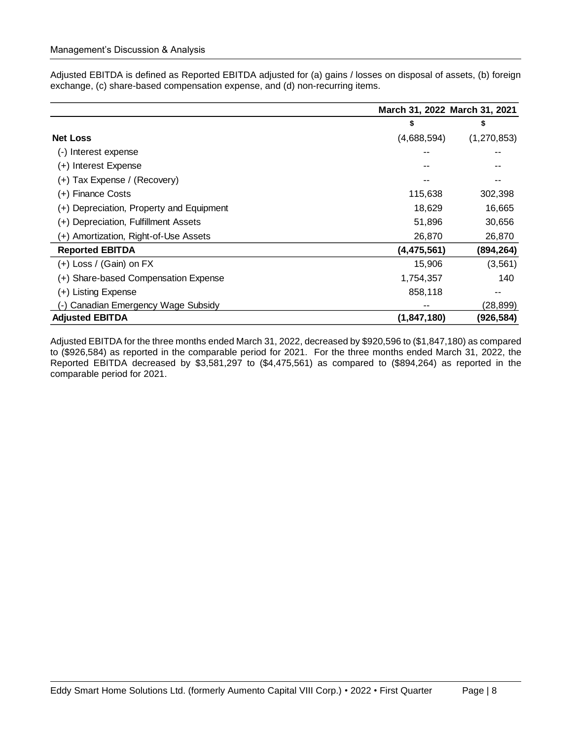Adjusted EBITDA is defined as Reported EBITDA adjusted for (a) gains / losses on disposal of assets, (b) foreign exchange, (c) share-based compensation expense, and (d) non-recurring items.

| | March 31, 2022 | March 31, 2021 |
|---|---|---|
| | $ | $ |
| **Net Loss** | (4,688,594) | (1,270,853) |
| (-) Interest expense | -- | -- |
| (+) Interest Expense | -- | -- |
| (+) Tax Expense / (Recovery) | -- | -- |
| (+) Finance Costs | 115,638 | 302,398 |
| (+) Depreciation, Property and Equipment | 18,629 | 16,665 |
| (+) Depreciation, Fulfillment Assets | 51,896 | 30,656 |
| (+) Amortization, Right-of-Use Assets | 26,870 | 26,870 |
| **Reported EBITDA** | **(4,475,561)** | **(894,264)** |
| (+) Loss / (Gain) on FX | 15,906 | (3,561) |
| (+) Share-based Compensation Expense | 1,754,357 | 140 |
| (+) Listing Expense | 858,118 | -- |
| (-) Canadian Emergency Wage Subsidy | -- | (28,899) |
| **Adjusted EBITDA** | **(1,847,180)** | **(926,584)** |

Adjusted EBITDA for the three months ended March 31, 2022, decreased by $920,596 to ($1,847,180) as compared to ($926,584) as reported in the comparable period for 2021. For the three months ended March 31, 2022, the Reported EBITDA decreased by $3,581,297 to ($4,475,561) as compared to ($894,264) as reported in the comparable period for 2021.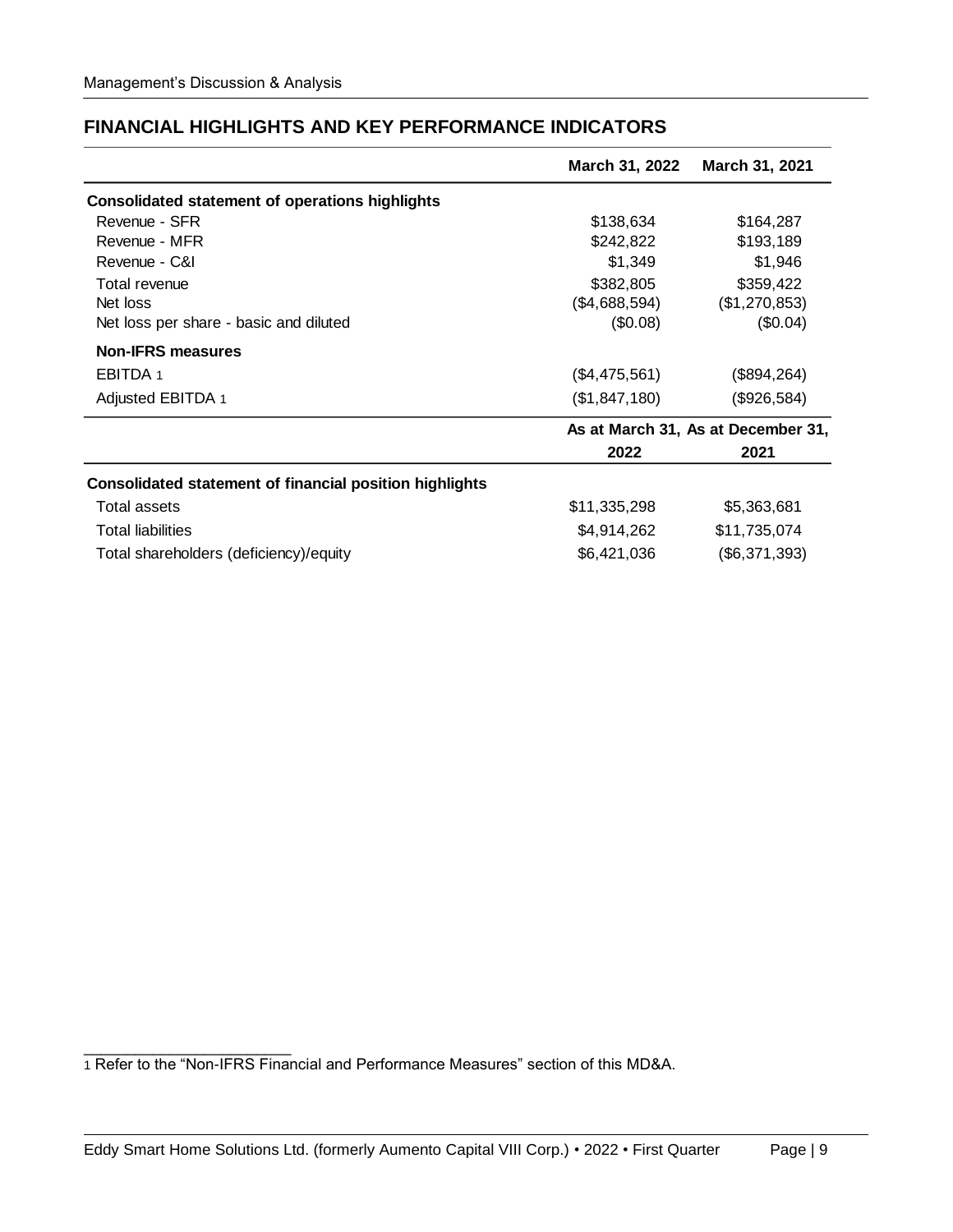## FINANCIAL HIGHLIGHTS AND KEY PERFORMANCE INDICATORS

| | March 31, 2022 | March 31, 2021 |
|---|---|---|
| **Consolidated statement of operations highlights** | | |
| Revenue - SFR | $138,634 | $164,287 |
| Revenue - MFR | $242,822 | $193,189 |
| Revenue - C&I | $1,349 | $1,946 |
| Total revenue | $382,805 | $359,422 |
| Net loss | ($4,688,594) | ($1,270,853) |
| Net loss per share - basic and diluted | ($0.08) | ($0.04) |
| **Non-IFRS measures** | | |
| EBITDA [1] | ($4,475,561) | ($894,264) |
| Adjusted EBITDA [1] | ($1,847,180) | ($926,584) |

| | As at March 31, 2022 | As at December 31, 2021 |
|---|---|---|
| **Consolidated statement of financial position highlights** | | |
| Total assets | $11,335,298 | $5,363,681 |
| Total liabilities | $4,914,262 | $11,735,074 |
| Total shareholders (deficiency)/equity | $6,421,036 | ($6,371,393) |

[1] Refer to the "Non-IFRS Financial and Performance Measures" section of this MD&A.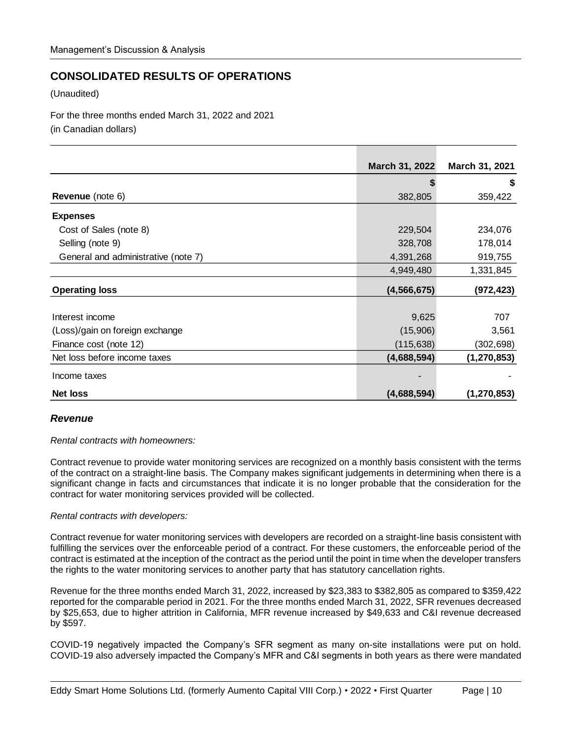## CONSOLIDATED RESULTS OF OPERATIONS

(Unaudited)

For the three months ended March 31, 2022 and 2021
(in Canadian dollars)

| | March 31, 2022 | March 31, 2021 |
|---|---|---|
| | $ | $ |
| **Revenue** (note 6) | 382,805 | 359,422 |
| **Expenses** | | |
| Cost of Sales (note 8) | 229,504 | 234,076 |
| Selling (note 9) | 328,708 | 178,014 |
| General and administrative (note 7) | 4,391,268 | 919,755 |
| | 4,949,480 | 1,331,845 |
| **Operating loss** | **(4,566,675)** | **(972,423)** |
| Interest income | 9,625 | 707 |
| (Loss)/gain on foreign exchange | (15,906) | 3,561 |
| Finance cost (note 12) | (115,638) | (302,698) |
| Net loss before income taxes | **(4,688,594)** | **(1,270,853)** |
| Income taxes | - | - |
| **Net loss** | **(4,688,594)** | **(1,270,853)** |

### *Revenue*

*Rental contracts with homeowners:*

Contract revenue to provide water monitoring services are recognized on a monthly basis consistent with the terms of the contract on a straight-line basis. The Company makes significant judgements in determining when there is a significant change in facts and circumstances that indicate it is no longer probable that the consideration for the contract for water monitoring services provided will be collected.

*Rental contracts with developers:*

Contract revenue for water monitoring services with developers are recorded on a straight-line basis consistent with fulfilling the services over the enforceable period of a contract. For these customers, the enforceable period of the contract is estimated at the inception of the contract as the period until the point in time when the developer transfers the rights to the water monitoring services to another party that has statutory cancellation rights.

Revenue for the three months ended March 31, 2022, increased by $23,383 to $382,805 as compared to $359,422 reported for the comparable period in 2021. For the three months ended March 31, 2022, SFR revenues decreased by $25,653, due to higher attrition in California, MFR revenue increased by $49,633 and C&I revenue decreased by $597.

COVID-19 negatively impacted the Company's SFR segment as many on-site installations were put on hold. COVID-19 also adversely impacted the Company's MFR and C&I segments in both years as there were mandated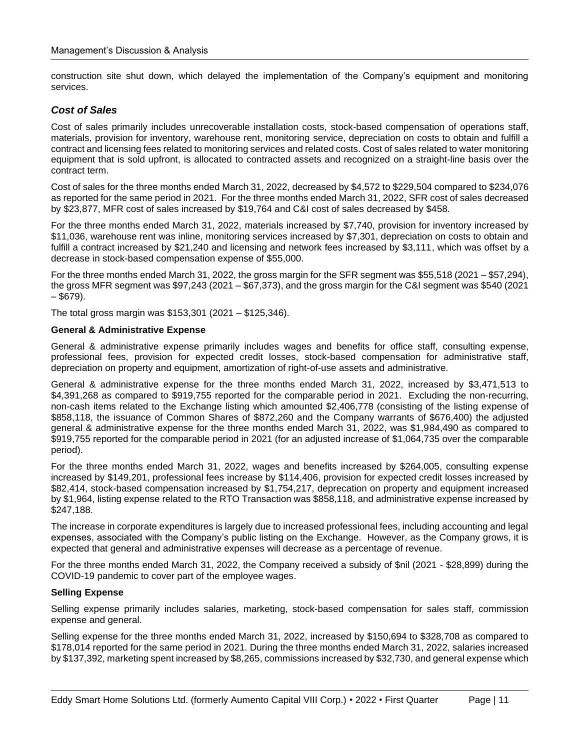construction site shut down, which delayed the implementation of the Company's equipment and monitoring services.

## *Cost of Sales*

Cost of sales primarily includes unrecoverable installation costs, stock-based compensation of operations staff, materials, provision for inventory, warehouse rent, monitoring service, depreciation on costs to obtain and fulfill a contract and licensing fees related to monitoring services and related costs. Cost of sales related to water monitoring equipment that is sold upfront, is allocated to contracted assets and recognized on a straight-line basis over the contract term.

Cost of sales for the three months ended March 31, 2022, decreased by $4,572 to $229,504 compared to $234,076 as reported for the same period in 2021. For the three months ended March 31, 2022, SFR cost of sales decreased by $23,877, MFR cost of sales increased by $19,764 and C&I cost of sales decreased by $458.

For the three months ended March 31, 2022, materials increased by $7,740, provision for inventory increased by $11,036, warehouse rent was inline, monitoring services increased by $7,301, depreciation on costs to obtain and fulfill a contract increased by $21,240 and licensing and network fees increased by $3,111, which was offset by a decrease in stock-based compensation expense of $55,000.

For the three months ended March 31, 2022, the gross margin for the SFR segment was $55,518 (2021 – $57,294), the gross MFR segment was $97,243 (2021 – $67,373), and the gross margin for the C&I segment was $540 (2021 – $679).

The total gross margin was $153,301 (2021 – $125,346).

**General & Administrative Expense**

General & administrative expense primarily includes wages and benefits for office staff, consulting expense, professional fees, provision for expected credit losses, stock-based compensation for administrative staff, depreciation on property and equipment, amortization of right-of-use assets and administrative.

General & administrative expense for the three months ended March 31, 2022, increased by $3,471,513 to $4,391,268 as compared to $919,755 reported for the comparable period in 2021. Excluding the non-recurring, non-cash items related to the Exchange listing which amounted $2,406,778 (consisting of the listing expense of $858,118, the issuance of Common Shares of $872,260 and the Company warrants of $676,400) the adjusted general & administrative expense for the three months ended March 31, 2022, was $1,984,490 as compared to $919,755 reported for the comparable period in 2021 (for an adjusted increase of $1,064,735 over the comparable period).

For the three months ended March 31, 2022, wages and benefits increased by $264,005, consulting expense increased by $149,201, professional fees increase by $114,406, provision for expected credit losses increased by $82,414, stock-based compensation increased by $1,754,217, deprecation on property and equipment increased by $1,964, listing expense related to the RTO Transaction was $858,118, and administrative expense increased by $247,188.

The increase in corporate expenditures is largely due to increased professional fees, including accounting and legal expenses, associated with the Company's public listing on the Exchange. However, as the Company grows, it is expected that general and administrative expenses will decrease as a percentage of revenue.

For the three months ended March 31, 2022, the Company received a subsidy of $nil (2021 - $28,899) during the COVID-19 pandemic to cover part of the employee wages.

**Selling Expense**

Selling expense primarily includes salaries, marketing, stock-based compensation for sales staff, commission expense and general.

Selling expense for the three months ended March 31, 2022, increased by $150,694 to $328,708 as compared to $178,014 reported for the same period in 2021. During the three months ended March 31, 2022, salaries increased by $137,392, marketing spent increased by $8,265, commissions increased by $32,730, and general expense which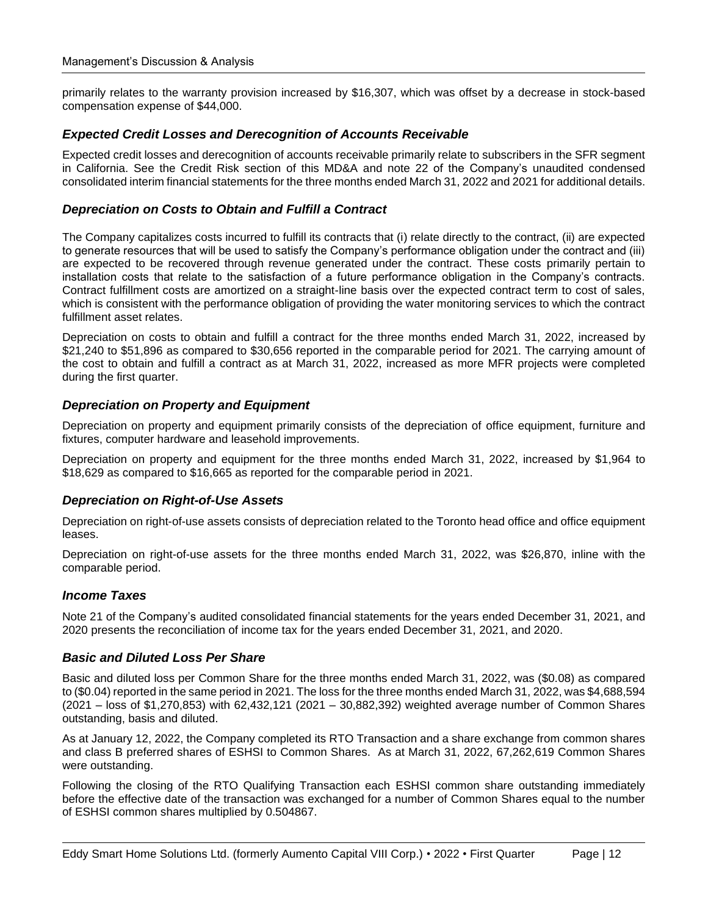primarily relates to the warranty provision increased by $16,307, which was offset by a decrease in stock-based compensation expense of $44,000.

### *Expected Credit Losses and Derecognition of Accounts Receivable*

Expected credit losses and derecognition of accounts receivable primarily relate to subscribers in the SFR segment in California. See the Credit Risk section of this MD&A and note 22 of the Company's unaudited condensed consolidated interim financial statements for the three months ended March 31, 2022 and 2021 for additional details.

### *Depreciation on Costs to Obtain and Fulfill a Contract*

The Company capitalizes costs incurred to fulfill its contracts that (i) relate directly to the contract, (ii) are expected to generate resources that will be used to satisfy the Company's performance obligation under the contract and (iii) are expected to be recovered through revenue generated under the contract. These costs primarily pertain to installation costs that relate to the satisfaction of a future performance obligation in the Company's contracts. Contract fulfillment costs are amortized on a straight-line basis over the expected contract term to cost of sales, which is consistent with the performance obligation of providing the water monitoring services to which the contract fulfillment asset relates.

Depreciation on costs to obtain and fulfill a contract for the three months ended March 31, 2022, increased by $21,240 to $51,896 as compared to $30,656 reported in the comparable period for 2021. The carrying amount of the cost to obtain and fulfill a contract as at March 31, 2022, increased as more MFR projects were completed during the first quarter.

### *Depreciation on Property and Equipment*

Depreciation on property and equipment primarily consists of the depreciation of office equipment, furniture and fixtures, computer hardware and leasehold improvements.

Depreciation on property and equipment for the three months ended March 31, 2022, increased by $1,964 to $18,629 as compared to $16,665 as reported for the comparable period in 2021.

### *Depreciation on Right-of-Use Assets*

Depreciation on right-of-use assets consists of depreciation related to the Toronto head office and office equipment leases.

Depreciation on right-of-use assets for the three months ended March 31, 2022, was $26,870, inline with the comparable period.

### *Income Taxes*

Note 21 of the Company's audited consolidated financial statements for the years ended December 31, 2021, and 2020 presents the reconciliation of income tax for the years ended December 31, 2021, and 2020.

### *Basic and Diluted Loss Per Share*

Basic and diluted loss per Common Share for the three months ended March 31, 2022, was ($0.08) as compared to ($0.04) reported in the same period in 2021. The loss for the three months ended March 31, 2022, was $4,688,594 (2021 – loss of $1,270,853) with 62,432,121 (2021 – 30,882,392) weighted average number of Common Shares outstanding, basis and diluted.

As at January 12, 2022, the Company completed its RTO Transaction and a share exchange from common shares and class B preferred shares of ESHSI to Common Shares. As at March 31, 2022, 67,262,619 Common Shares were outstanding.

Following the closing of the RTO Qualifying Transaction each ESHSI common share outstanding immediately before the effective date of the transaction was exchanged for a number of Common Shares equal to the number of ESHSI common shares multiplied by 0.504867.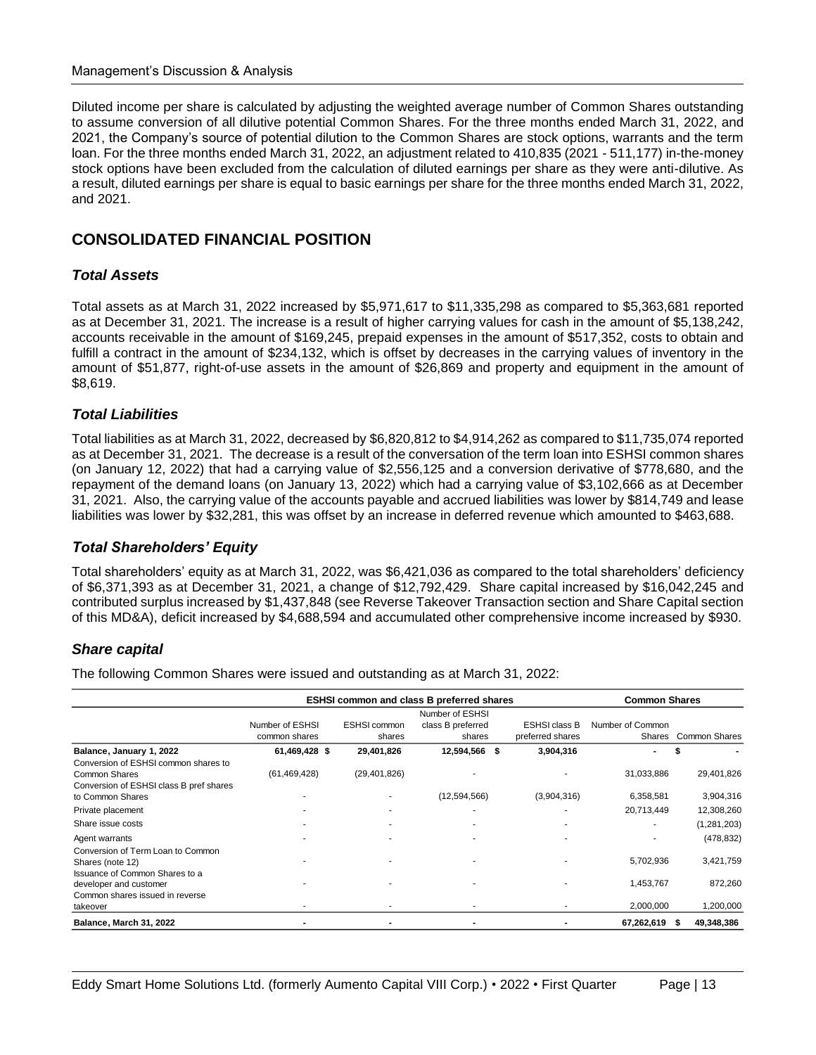Diluted income per share is calculated by adjusting the weighted average number of Common Shares outstanding to assume conversion of all dilutive potential Common Shares. For the three months ended March 31, 2022, and 2021, the Company's source of potential dilution to the Common Shares are stock options, warrants and the term loan. For the three months ended March 31, 2022, an adjustment related to 410,835 (2021 - 511,177) in-the-money stock options have been excluded from the calculation of diluted earnings per share as they were anti-dilutive. As a result, diluted earnings per share is equal to basic earnings per share for the three months ended March 31, 2022, and 2021.

## CONSOLIDATED FINANCIAL POSITION

### *Total Assets*

Total assets as at March 31, 2022 increased by $5,971,617 to $11,335,298 as compared to $5,363,681 reported as at December 31, 2021. The increase is a result of higher carrying values for cash in the amount of $5,138,242, accounts receivable in the amount of $169,245, prepaid expenses in the amount of $517,352, costs to obtain and fulfill a contract in the amount of $234,132, which is offset by decreases in the carrying values of inventory in the amount of $51,877, right-of-use assets in the amount of $26,869 and property and equipment in the amount of $8,619.

### *Total Liabilities*

Total liabilities as at March 31, 2022, decreased by $6,820,812 to $4,914,262 as compared to $11,735,074 reported as at December 31, 2021. The decrease is a result of the conversation of the term loan into ESHSI common shares (on January 12, 2022) that had a carrying value of $2,556,125 and a conversion derivative of $778,680, and the repayment of the demand loans (on January 13, 2022) which had a carrying value of $3,102,666 as at December 31, 2021. Also, the carrying value of the accounts payable and accrued liabilities was lower by $814,749 and lease liabilities was lower by $32,281, this was offset by an increase in deferred revenue which amounted to $463,688.

### *Total Shareholders' Equity*

Total shareholders' equity as at March 31, 2022, was $6,421,036 as compared to the total shareholders' deficiency of $6,371,393 as at December 31, 2021, a change of $12,792,429. Share capital increased by $16,042,245 and contributed surplus increased by $1,437,848 (see Reverse Takeover Transaction section and Share Capital section of this MD&A), deficit increased by $4,688,594 and accumulated other comprehensive income increased by $930.

### *Share capital*

The following Common Shares were issued and outstanding as at March 31, 2022:

| | ESHSI common and class B preferred shares | | | | Common Shares | |
|---|---|---|---|---|---|---|
| | Number of ESHSI common shares | ESHSI common shares | Number of ESHSI class B preferred shares | ESHSI class B preferred shares | Number of Common Shares | Common Shares |
| **Balance, January 1, 2022** | **61,469,428** | **$ 29,401,826** | **12,594,566** | **$ 3,904,316** | **-** | **$ -** |
| Conversion of ESHSI common shares to Common Shares | (61,469,428) | (29,401,826) | - | - | 31,033,886 | 29,401,826 |
| Conversion of ESHSI class B pref shares to Common Shares | - | - | (12,594,566) | (3,904,316) | 6,358,581 | 3,904,316 |
| Private placement | - | - | - | - | 20,713,449 | 12,308,260 |
| Share issue costs | - | - | - | - | - | (1,281,203) |
| Agent warrants | - | - | - | - | - | (478,832) |
| Conversion of Term Loan to Common Shares (note 12) | - | - | - | - | 5,702,936 | 3,421,759 |
| Issuance of Common Shares to a developer and customer | - | - | - | - | 1,453,767 | 872,260 |
| Common shares issued in reverse takeover | - | - | - | - | 2,000,000 | 1,200,000 |
| **Balance, March 31, 2022** | **-** | **-** | **-** | **-** | **67,262,619** | **$ 49,348,386** |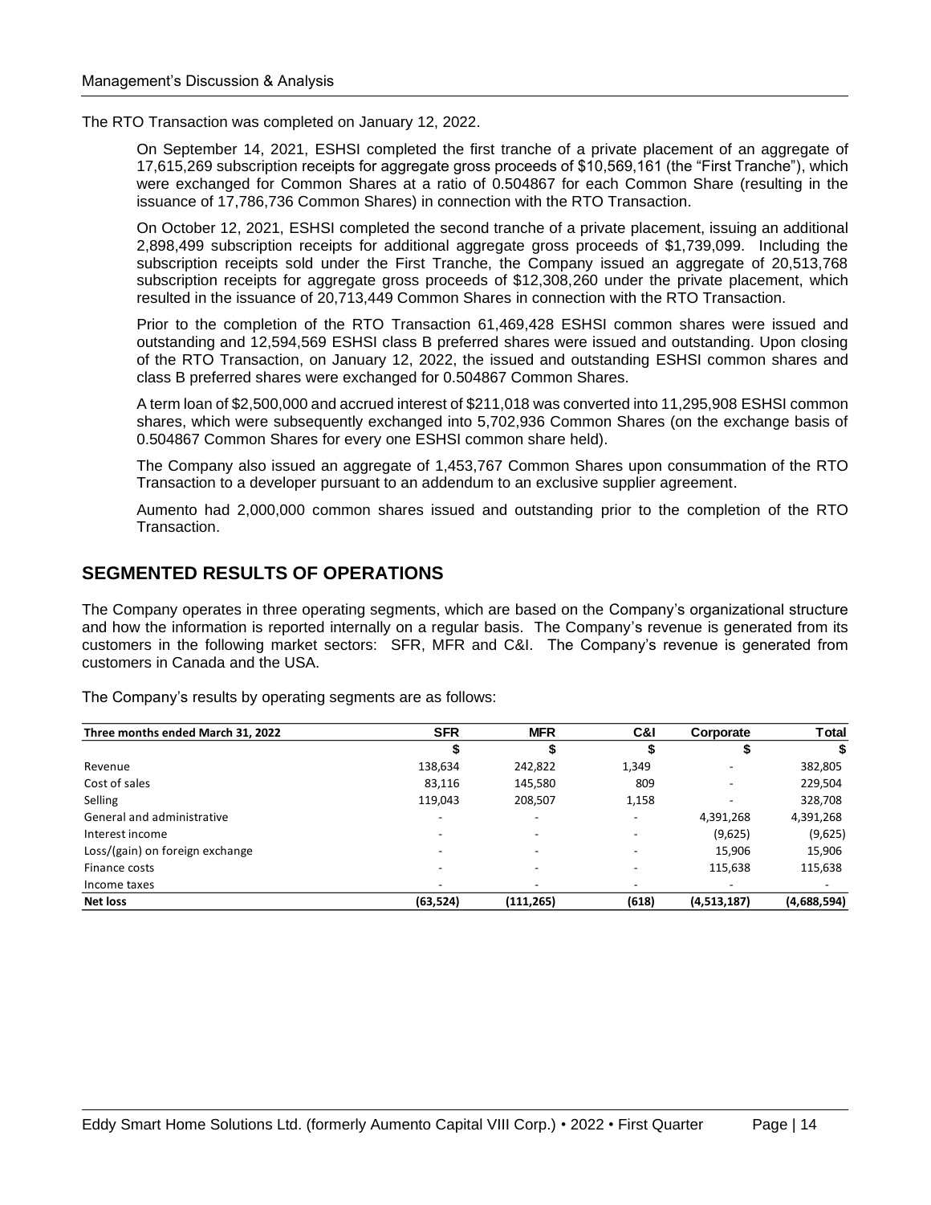The RTO Transaction was completed on January 12, 2022.

On September 14, 2021, ESHSI completed the first tranche of a private placement of an aggregate of 17,615,269 subscription receipts for aggregate gross proceeds of $10,569,161 (the "First Tranche"), which were exchanged for Common Shares at a ratio of 0.504867 for each Common Share (resulting in the issuance of 17,786,736 Common Shares) in connection with the RTO Transaction.

On October 12, 2021, ESHSI completed the second tranche of a private placement, issuing an additional 2,898,499 subscription receipts for additional aggregate gross proceeds of $1,739,099. Including the subscription receipts sold under the First Tranche, the Company issued an aggregate of 20,513,768 subscription receipts for aggregate gross proceeds of $12,308,260 under the private placement, which resulted in the issuance of 20,713,449 Common Shares in connection with the RTO Transaction.

Prior to the completion of the RTO Transaction 61,469,428 ESHSI common shares were issued and outstanding and 12,594,569 ESHSI class B preferred shares were issued and outstanding. Upon closing of the RTO Transaction, on January 12, 2022, the issued and outstanding ESHSI common shares and class B preferred shares were exchanged for 0.504867 Common Shares.

A term loan of $2,500,000 and accrued interest of $211,018 was converted into 11,295,908 ESHSI common shares, which were subsequently exchanged into 5,702,936 Common Shares (on the exchange basis of 0.504867 Common Shares for every one ESHSI common share held).

The Company also issued an aggregate of 1,453,767 Common Shares upon consummation of the RTO Transaction to a developer pursuant to an addendum to an exclusive supplier agreement.

Aumento had 2,000,000 common shares issued and outstanding prior to the completion of the RTO Transaction.

## SEGMENTED RESULTS OF OPERATIONS

The Company operates in three operating segments, which are based on the Company's organizational structure and how the information is reported internally on a regular basis. The Company's revenue is generated from its customers in the following market sectors: SFR, MFR and C&I. The Company's revenue is generated from customers in Canada and the USA.

The Company's results by operating segments are as follows:

| Three months ended March 31, 2022 | SFR | MFR | C&I | Corporate | Total |
|---|---|---|---|---|---|
| | $ | $ | $ | $ | $ |
| Revenue | 138,634 | 242,822 | 1,349 | - | 382,805 |
| Cost of sales | 83,116 | 145,580 | 809 | - | 229,504 |
| Selling | 119,043 | 208,507 | 1,158 | - | 328,708 |
| General and administrative | - | - | - | 4,391,268 | 4,391,268 |
| Interest income | - | - | - | (9,625) | (9,625) |
| Loss/(gain) on foreign exchange | - | - | - | 15,906 | 15,906 |
| Finance costs | - | - | - | 115,638 | 115,638 |
| Income taxes | - | - | - | - | - |
| **Net loss** | **(63,524)** | **(111,265)** | **(618)** | **(4,513,187)** | **(4,688,594)** |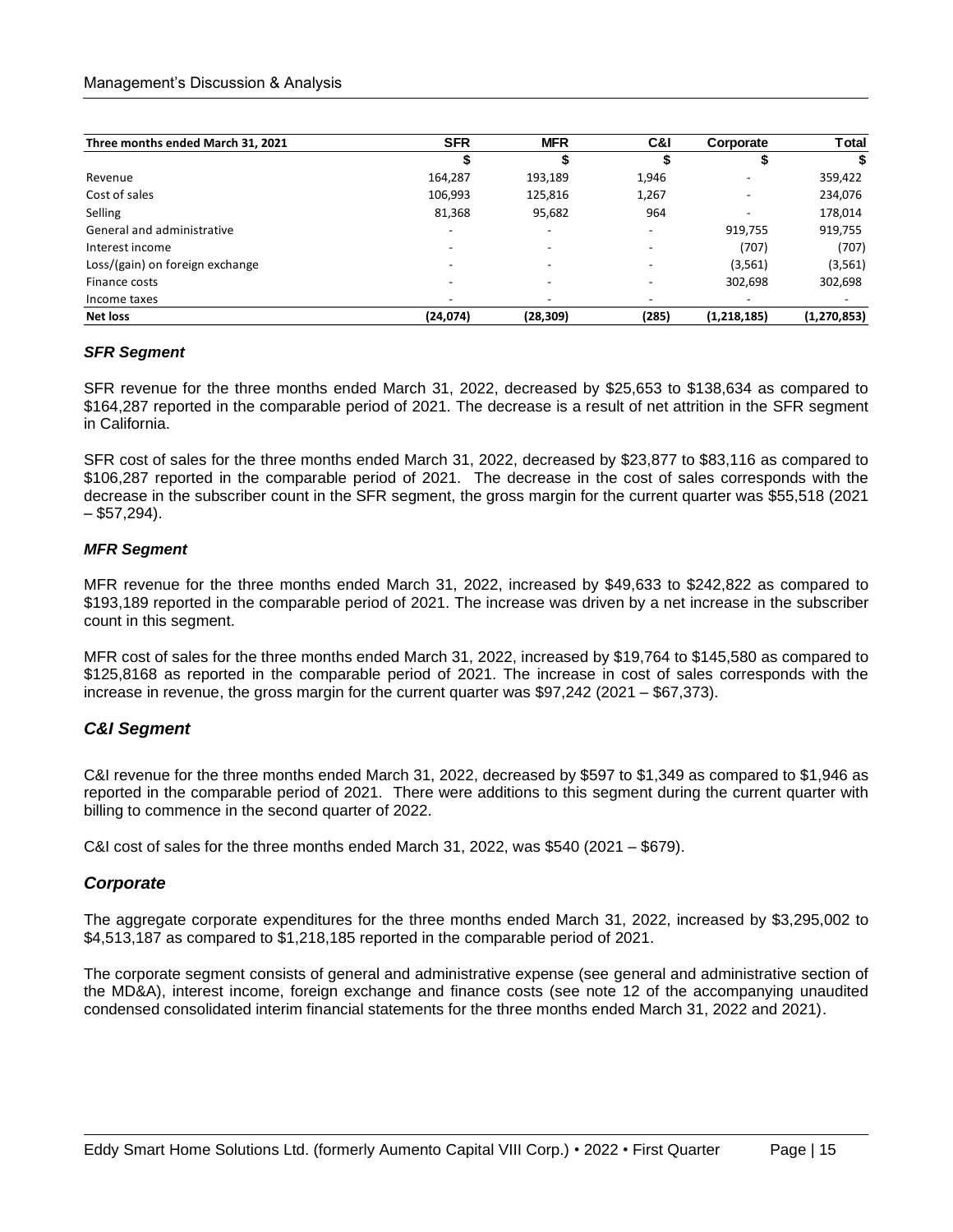| Three months ended March 31, 2021 | SFR | MFR | C&I | Corporate | Total |
|---|---|---|---|---|---|
| | $ | $ | $ | $ | $ |
| Revenue | 164,287 | 193,189 | 1,946 | - | 359,422 |
| Cost of sales | 106,993 | 125,816 | 1,267 | - | 234,076 |
| Selling | 81,368 | 95,682 | 964 | - | 178,014 |
| General and administrative | - | - | - | 919,755 | 919,755 |
| Interest income | - | - | - | (707) | (707) |
| Loss/(gain) on foreign exchange | - | - | - | (3,561) | (3,561) |
| Finance costs | - | - | - | 302,698 | 302,698 |
| Income taxes | - | - | - | - | - |
| **Net loss** | **(24,074)** | **(28,309)** | **(285)** | **(1,218,185)** | **(1,270,853)** |

### *SFR Segment*

SFR revenue for the three months ended March 31, 2022, decreased by $25,653 to $138,634 as compared to $164,287 reported in the comparable period of 2021. The decrease is a result of net attrition in the SFR segment in California.

SFR cost of sales for the three months ended March 31, 2022, decreased by $23,877 to $83,116 as compared to $106,287 reported in the comparable period of 2021. The decrease in the cost of sales corresponds with the decrease in the subscriber count in the SFR segment, the gross margin for the current quarter was $55,518 (2021 – $57,294).

### *MFR Segment*

MFR revenue for the three months ended March 31, 2022, increased by $49,633 to $242,822 as compared to $193,189 reported in the comparable period of 2021. The increase was driven by a net increase in the subscriber count in this segment.

MFR cost of sales for the three months ended March 31, 2022, increased by $19,764 to $145,580 as compared to $125,8168 as reported in the comparable period of 2021. The increase in cost of sales corresponds with the increase in revenue, the gross margin for the current quarter was $97,242 (2021 – $67,373).

## *C&I Segment*

C&I revenue for the three months ended March 31, 2022, decreased by $597 to $1,349 as compared to $1,946 as reported in the comparable period of 2021. There were additions to this segment during the current quarter with billing to commence in the second quarter of 2022.

C&I cost of sales for the three months ended March 31, 2022, was $540 (2021 – $679).

## *Corporate*

The aggregate corporate expenditures for the three months ended March 31, 2022, increased by $3,295,002 to $4,513,187 as compared to $1,218,185 reported in the comparable period of 2021.

The corporate segment consists of general and administrative expense (see general and administrative section of the MD&A), interest income, foreign exchange and finance costs (see note 12 of the accompanying unaudited condensed consolidated interim financial statements for the three months ended March 31, 2022 and 2021).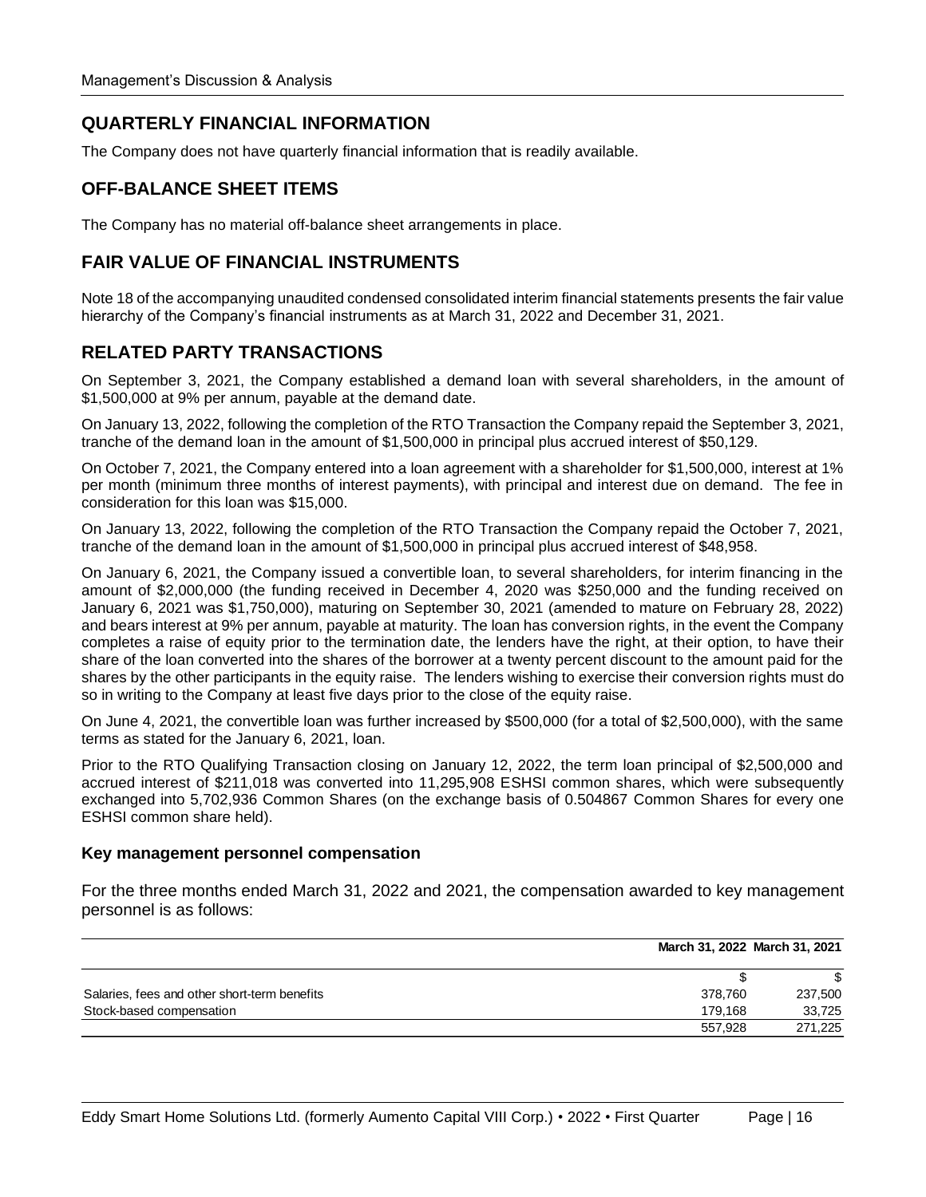## QUARTERLY FINANCIAL INFORMATION

The Company does not have quarterly financial information that is readily available.

## OFF-BALANCE SHEET ITEMS

The Company has no material off-balance sheet arrangements in place.

## FAIR VALUE OF FINANCIAL INSTRUMENTS

Note 18 of the accompanying unaudited condensed consolidated interim financial statements presents the fair value hierarchy of the Company's financial instruments as at March 31, 2022 and December 31, 2021.

## RELATED PARTY TRANSACTIONS

On September 3, 2021, the Company established a demand loan with several shareholders, in the amount of $1,500,000 at 9% per annum, payable at the demand date.

On January 13, 2022, following the completion of the RTO Transaction the Company repaid the September 3, 2021, tranche of the demand loan in the amount of $1,500,000 in principal plus accrued interest of $50,129.

On October 7, 2021, the Company entered into a loan agreement with a shareholder for $1,500,000, interest at 1% per month (minimum three months of interest payments), with principal and interest due on demand. The fee in consideration for this loan was $15,000.

On January 13, 2022, following the completion of the RTO Transaction the Company repaid the October 7, 2021, tranche of the demand loan in the amount of $1,500,000 in principal plus accrued interest of $48,958.

On January 6, 2021, the Company issued a convertible loan, to several shareholders, for interim financing in the amount of $2,000,000 (the funding received in December 4, 2020 was $250,000 and the funding received on January 6, 2021 was $1,750,000), maturing on September 30, 2021 (amended to mature on February 28, 2022) and bears interest at 9% per annum, payable at maturity. The loan has conversion rights, in the event the Company completes a raise of equity prior to the termination date, the lenders have the right, at their option, to have their share of the loan converted into the shares of the borrower at a twenty percent discount to the amount paid for the shares by the other participants in the equity raise. The lenders wishing to exercise their conversion rights must do so in writing to the Company at least five days prior to the close of the equity raise.

On June 4, 2021, the convertible loan was further increased by $500,000 (for a total of $2,500,000), with the same terms as stated for the January 6, 2021, loan.

Prior to the RTO Qualifying Transaction closing on January 12, 2022, the term loan principal of $2,500,000 and accrued interest of $211,018 was converted into 11,295,908 ESHSI common shares, which were subsequently exchanged into 5,702,936 Common Shares (on the exchange basis of 0.504867 Common Shares for every one ESHSI common share held).

### Key management personnel compensation

For the three months ended March 31, 2022 and 2021, the compensation awarded to key management personnel is as follows:

| | March 31, 2022 | March 31, 2021 |
|---|---|---|
| | $ | $ |
| Salaries, fees and other short-term benefits | 378,760 | 237,500 |
| Stock-based compensation | 179,168 | 33,725 |
| | 557,928 | 271,225 |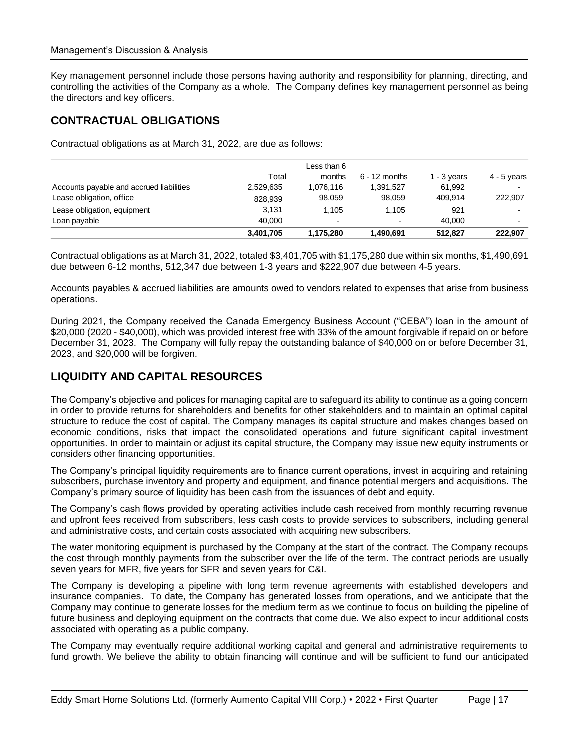Key management personnel include those persons having authority and responsibility for planning, directing, and controlling the activities of the Company as a whole. The Company defines key management personnel as being the directors and key officers.

## CONTRACTUAL OBLIGATIONS

Contractual obligations as at March 31, 2022, are due as follows:

| | Total | Less than 6 months | 6 - 12 months | 1 - 3 years | 4 - 5 years |
|---|---|---|---|---|---|
| Accounts payable and accrued liabilities | 2,529,635 | 1,076,116 | 1,391,527 | 61,992 | - |
| Lease obligation, office | 828,939 | 98,059 | 98,059 | 409,914 | 222,907 |
| Lease obligation, equipment | 3,131 | 1,105 | 1,105 | 921 | - |
| Loan payable | 40,000 | - | - | 40,000 | - |
| | **3,401,705** | **1,175,280** | **1,490,691** | **512,827** | **222,907** |

Contractual obligations as at March 31, 2022, totaled $3,401,705 with $1,175,280 due within six months, $1,490,691 due between 6-12 months, 512,347 due between 1-3 years and $222,907 due between 4-5 years.

Accounts payables & accrued liabilities are amounts owed to vendors related to expenses that arise from business operations.

During 2021, the Company received the Canada Emergency Business Account ("CEBA") loan in the amount of $20,000 (2020 - $40,000), which was provided interest free with 33% of the amount forgivable if repaid on or before December 31, 2023. The Company will fully repay the outstanding balance of $40,000 on or before December 31, 2023, and $20,000 will be forgiven.

## LIQUIDITY AND CAPITAL RESOURCES

The Company's objective and polices for managing capital are to safeguard its ability to continue as a going concern in order to provide returns for shareholders and benefits for other stakeholders and to maintain an optimal capital structure to reduce the cost of capital. The Company manages its capital structure and makes changes based on economic conditions, risks that impact the consolidated operations and future significant capital investment opportunities. In order to maintain or adjust its capital structure, the Company may issue new equity instruments or considers other financing opportunities.

The Company's principal liquidity requirements are to finance current operations, invest in acquiring and retaining subscribers, purchase inventory and property and equipment, and finance potential mergers and acquisitions. The Company's primary source of liquidity has been cash from the issuances of debt and equity.

The Company's cash flows provided by operating activities include cash received from monthly recurring revenue and upfront fees received from subscribers, less cash costs to provide services to subscribers, including general and administrative costs, and certain costs associated with acquiring new subscribers.

The water monitoring equipment is purchased by the Company at the start of the contract. The Company recoups the cost through monthly payments from the subscriber over the life of the term. The contract periods are usually seven years for MFR, five years for SFR and seven years for C&I.

The Company is developing a pipeline with long term revenue agreements with established developers and insurance companies. To date, the Company has generated losses from operations, and we anticipate that the Company may continue to generate losses for the medium term as we continue to focus on building the pipeline of future business and deploying equipment on the contracts that come due. We also expect to incur additional costs associated with operating as a public company.

The Company may eventually require additional working capital and general and administrative requirements to fund growth. We believe the ability to obtain financing will continue and will be sufficient to fund our anticipated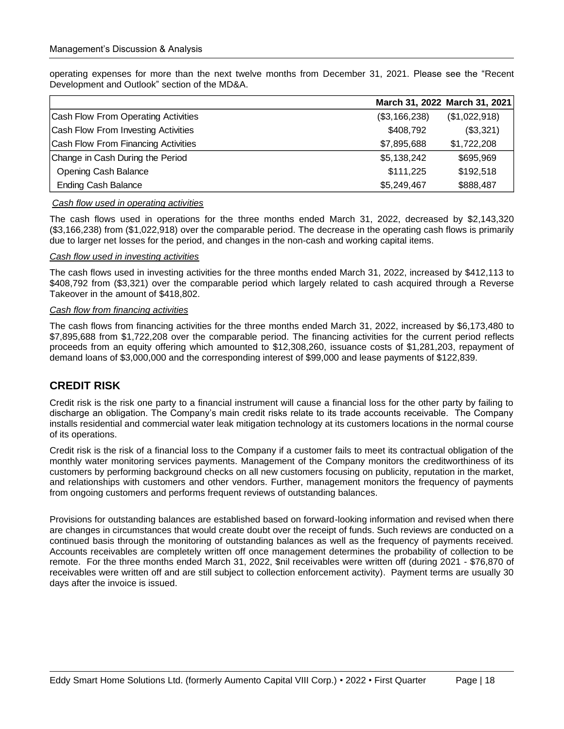operating expenses for more than the next twelve months from December 31, 2021. Please see the "Recent Development and Outlook" section of the MD&A.

| | March 31, 2022 | March 31, 2021 |
|---|---|---|
| Cash Flow From Operating Activities | ($3,166,238) | ($1,022,918) |
| Cash Flow From Investing Activities | $408,792 | ($3,321) |
| Cash Flow From Financing Activities | $7,895,688 | $1,722,208 |
| Change in Cash During the Period | $5,138,242 | $695,969 |
| Opening Cash Balance | $111,225 | $192,518 |
| Ending Cash Balance | $5,249,467 | $888,487 |

*Cash flow used in operating activities*

The cash flows used in operations for the three months ended March 31, 2022, decreased by $2,143,320 ($3,166,238) from ($1,022,918) over the comparable period. The decrease in the operating cash flows is primarily due to larger net losses for the period, and changes in the non-cash and working capital items.

*Cash flow used in investing activities*

The cash flows used in investing activities for the three months ended March 31, 2022, increased by $412,113 to $408,792 from ($3,321) over the comparable period which largely related to cash acquired through a Reverse Takeover in the amount of $418,802.

*Cash flow from financing activities*

The cash flows from financing activities for the three months ended March 31, 2022, increased by $6,173,480 to $7,895,688 from $1,722,208 over the comparable period. The financing activities for the current period reflects proceeds from an equity offering which amounted to $12,308,260, issuance costs of $1,281,203, repayment of demand loans of $3,000,000 and the corresponding interest of $99,000 and lease payments of $122,839.

## CREDIT RISK

Credit risk is the risk one party to a financial instrument will cause a financial loss for the other party by failing to discharge an obligation. The Company's main credit risks relate to its trade accounts receivable. The Company installs residential and commercial water leak mitigation technology at its customers locations in the normal course of its operations.

Credit risk is the risk of a financial loss to the Company if a customer fails to meet its contractual obligation of the monthly water monitoring services payments. Management of the Company monitors the creditworthiness of its customers by performing background checks on all new customers focusing on publicity, reputation in the market, and relationships with customers and other vendors. Further, management monitors the frequency of payments from ongoing customers and performs frequent reviews of outstanding balances.

Provisions for outstanding balances are established based on forward-looking information and revised when there are changes in circumstances that would create doubt over the receipt of funds. Such reviews are conducted on a continued basis through the monitoring of outstanding balances as well as the frequency of payments received. Accounts receivables are completely written off once management determines the probability of collection to be remote. For the three months ended March 31, 2022, $nil receivables were written off (during 2021 - $76,870 of receivables were written off and are still subject to collection enforcement activity). Payment terms are usually 30 days after the invoice is issued.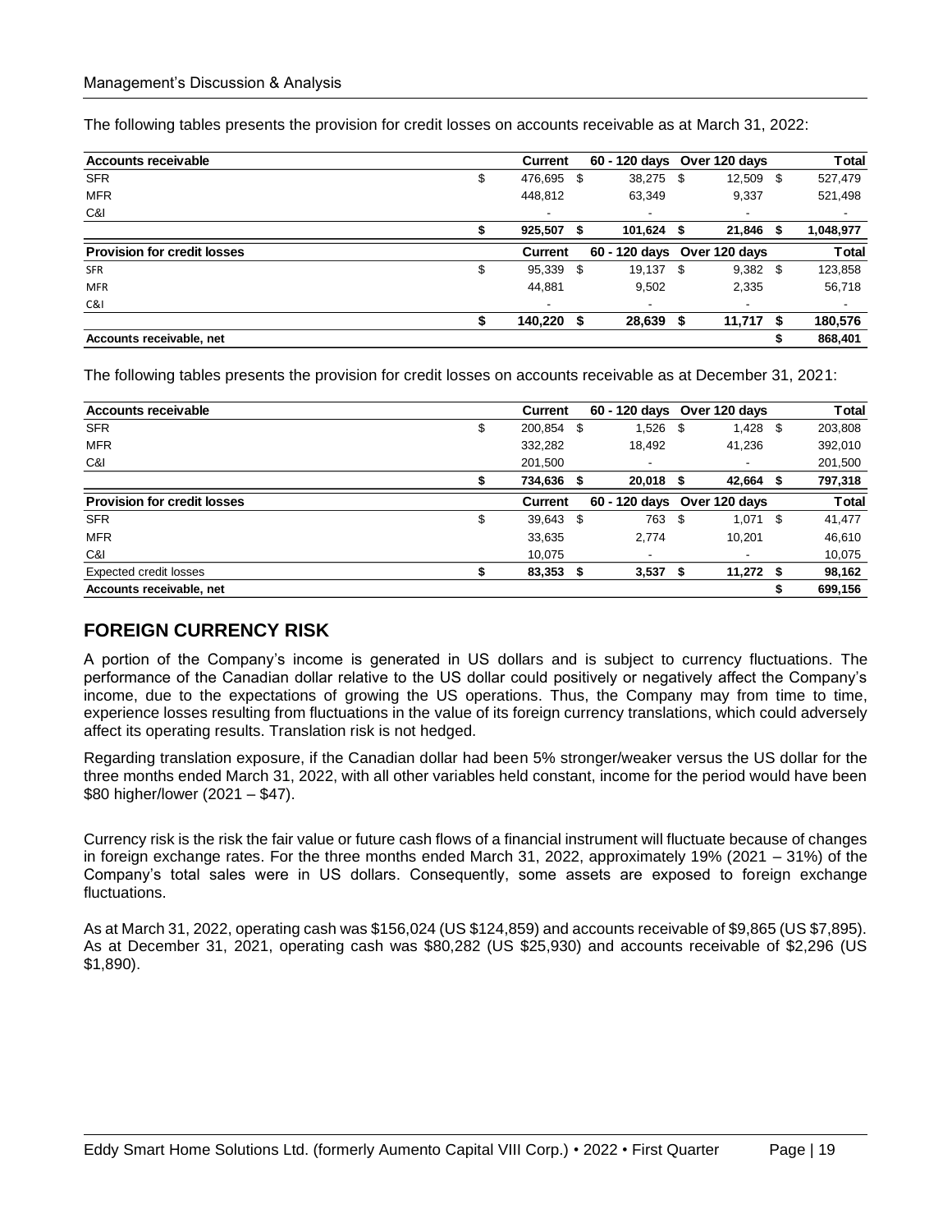The following tables presents the provision for credit losses on accounts receivable as at March 31, 2022:

| Accounts receivable | Current | 60 - 120 days | Over 120 days | Total |
|---|---|---|---|---|
| SFR | $ 476,695 | $ 38,275 | $ 12,509 | $ 527,479 |
| MFR | 448,812 | 63,349 | 9,337 | 521,498 |
| C&I | - | - | - | - |
| | $ 925,507 | $ 101,624 | $ 21,846 | $ 1,048,977 |
| **Provision for credit losses** | **Current** | **60 - 120 days** | **Over 120 days** | **Total** |
| SFR | $ 95,339 | $ 19,137 | $ 9,382 | $ 123,858 |
| MFR | 44,881 | 9,502 | 2,335 | 56,718 |
| C&I | - | - | - | - |
| | $ 140,220 | $ 28,639 | $ 11,717 | $ 180,576 |
| **Accounts receivable, net** | | | | $ 868,401 |

The following tables presents the provision for credit losses on accounts receivable as at December 31, 2021:

| Accounts receivable | Current | 60 - 120 days | Over 120 days | Total |
|---|---|---|---|---|
| SFR | $ 200,854 | $ 1,526 | $ 1,428 | $ 203,808 |
| MFR | 332,282 | 18,492 | 41,236 | 392,010 |
| C&I | 201,500 | - | - | 201,500 |
| | $ 734,636 | $ 20,018 | $ 42,664 | $ 797,318 |
| **Provision for credit losses** | **Current** | **60 - 120 days** | **Over 120 days** | **Total** |
| SFR | $ 39,643 | $ 763 | $ 1,071 | $ 41,477 |
| MFR | 33,635 | 2,774 | 10,201 | 46,610 |
| C&I | 10,075 | - | - | 10,075 |
| Expected credit losses | $ 83,353 | $ 3,537 | $ 11,272 | $ 98,162 |
| **Accounts receivable, net** | | | | $ 699,156 |

## FOREIGN CURRENCY RISK

A portion of the Company's income is generated in US dollars and is subject to currency fluctuations. The performance of the Canadian dollar relative to the US dollar could positively or negatively affect the Company's income, due to the expectations of growing the US operations. Thus, the Company may from time to time, experience losses resulting from fluctuations in the value of its foreign currency translations, which could adversely affect its operating results. Translation risk is not hedged.

Regarding translation exposure, if the Canadian dollar had been 5% stronger/weaker versus the US dollar for the three months ended March 31, 2022, with all other variables held constant, income for the period would have been $80 higher/lower (2021 – $47).

Currency risk is the risk the fair value or future cash flows of a financial instrument will fluctuate because of changes in foreign exchange rates. For the three months ended March 31, 2022, approximately 19% (2021 – 31%) of the Company's total sales were in US dollars. Consequently, some assets are exposed to foreign exchange fluctuations.

As at March 31, 2022, operating cash was $156,024 (US $124,859) and accounts receivable of $9,865 (US $7,895). As at December 31, 2021, operating cash was $80,282 (US $25,930) and accounts receivable of $2,296 (US $1,890).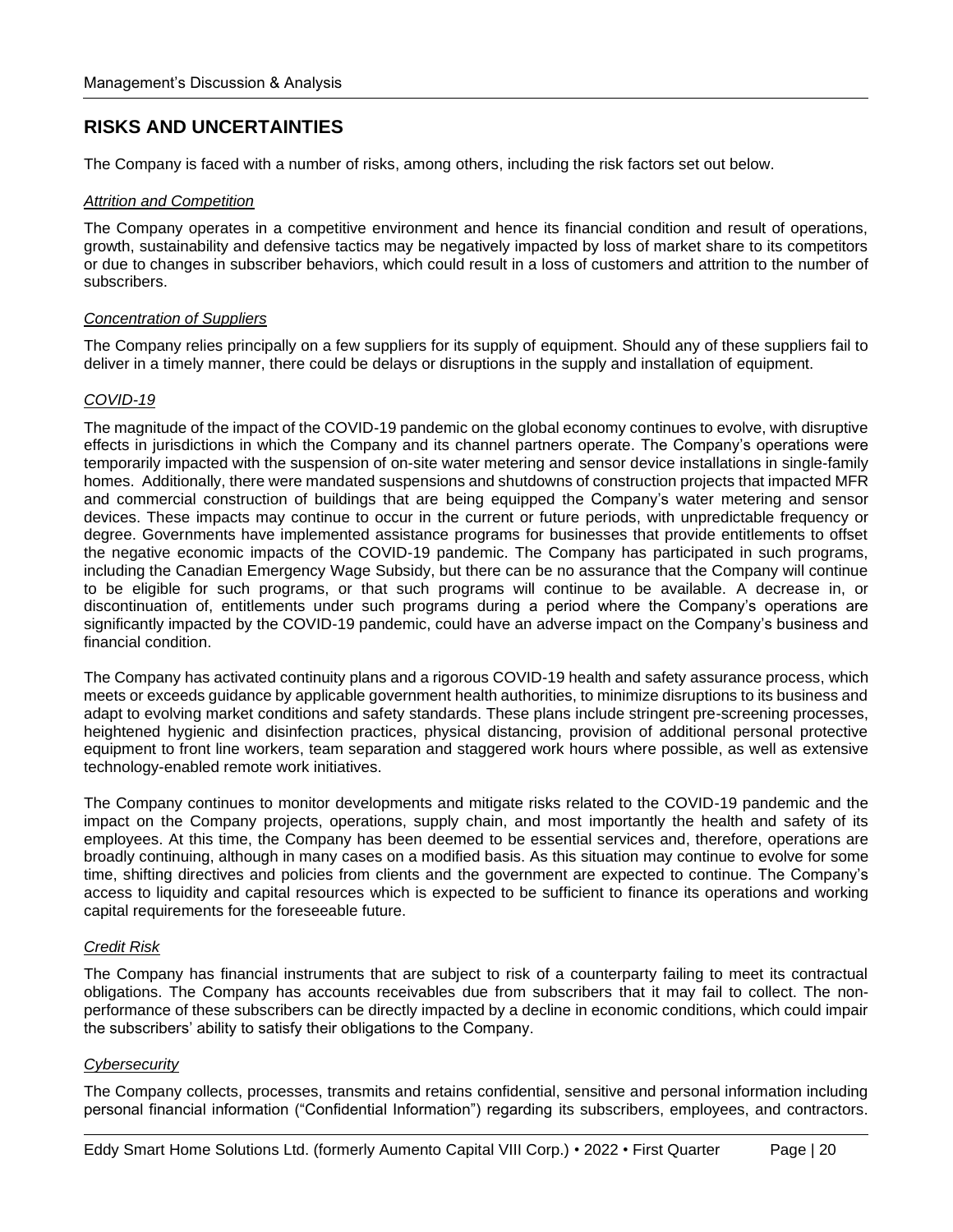## RISKS AND UNCERTAINTIES

The Company is faced with a number of risks, among others, including the risk factors set out below.

*Attrition and Competition*

The Company operates in a competitive environment and hence its financial condition and result of operations, growth, sustainability and defensive tactics may be negatively impacted by loss of market share to its competitors or due to changes in subscriber behaviors, which could result in a loss of customers and attrition to the number of subscribers.

*Concentration of Suppliers*

The Company relies principally on a few suppliers for its supply of equipment. Should any of these suppliers fail to deliver in a timely manner, there could be delays or disruptions in the supply and installation of equipment.

*COVID-19*

The magnitude of the impact of the COVID-19 pandemic on the global economy continues to evolve, with disruptive effects in jurisdictions in which the Company and its channel partners operate. The Company's operations were temporarily impacted with the suspension of on-site water metering and sensor device installations in single-family homes. Additionally, there were mandated suspensions and shutdowns of construction projects that impacted MFR and commercial construction of buildings that are being equipped the Company's water metering and sensor devices. These impacts may continue to occur in the current or future periods, with unpredictable frequency or degree. Governments have implemented assistance programs for businesses that provide entitlements to offset the negative economic impacts of the COVID-19 pandemic. The Company has participated in such programs, including the Canadian Emergency Wage Subsidy, but there can be no assurance that the Company will continue to be eligible for such programs, or that such programs will continue to be available. A decrease in, or discontinuation of, entitlements under such programs during a period where the Company's operations are significantly impacted by the COVID-19 pandemic, could have an adverse impact on the Company's business and financial condition.

The Company has activated continuity plans and a rigorous COVID-19 health and safety assurance process, which meets or exceeds guidance by applicable government health authorities, to minimize disruptions to its business and adapt to evolving market conditions and safety standards. These plans include stringent pre-screening processes, heightened hygienic and disinfection practices, physical distancing, provision of additional personal protective equipment to front line workers, team separation and staggered work hours where possible, as well as extensive technology-enabled remote work initiatives.

The Company continues to monitor developments and mitigate risks related to the COVID-19 pandemic and the impact on the Company projects, operations, supply chain, and most importantly the health and safety of its employees. At this time, the Company has been deemed to be essential services and, therefore, operations are broadly continuing, although in many cases on a modified basis. As this situation may continue to evolve for some time, shifting directives and policies from clients and the government are expected to continue. The Company's access to liquidity and capital resources which is expected to be sufficient to finance its operations and working capital requirements for the foreseeable future.

*Credit Risk*

The Company has financial instruments that are subject to risk of a counterparty failing to meet its contractual obligations. The Company has accounts receivables due from subscribers that it may fail to collect. The non-performance of these subscribers can be directly impacted by a decline in economic conditions, which could impair the subscribers' ability to satisfy their obligations to the Company.

*Cybersecurity*

The Company collects, processes, transmits and retains confidential, sensitive and personal information including personal financial information ("Confidential Information") regarding its subscribers, employees, and contractors.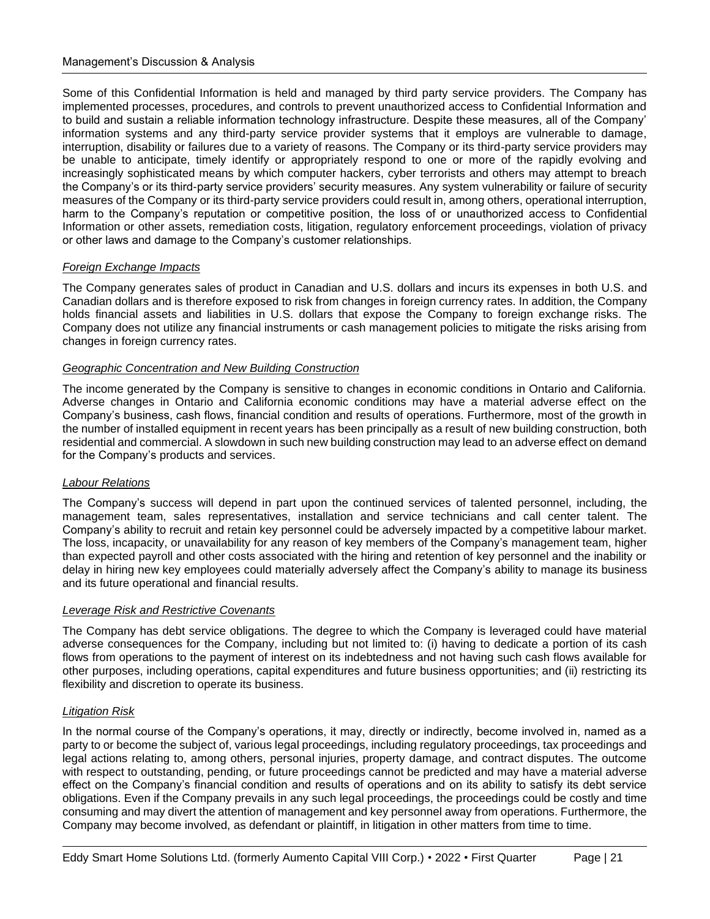Some of this Confidential Information is held and managed by third party service providers. The Company has implemented processes, procedures, and controls to prevent unauthorized access to Confidential Information and to build and sustain a reliable information technology infrastructure. Despite these measures, all of the Company' information systems and any third-party service provider systems that it employs are vulnerable to damage, interruption, disability or failures due to a variety of reasons. The Company or its third-party service providers may be unable to anticipate, timely identify or appropriately respond to one or more of the rapidly evolving and increasingly sophisticated means by which computer hackers, cyber terrorists and others may attempt to breach the Company's or its third-party service providers' security measures. Any system vulnerability or failure of security measures of the Company or its third-party service providers could result in, among others, operational interruption, harm to the Company's reputation or competitive position, the loss of or unauthorized access to Confidential Information or other assets, remediation costs, litigation, regulatory enforcement proceedings, violation of privacy or other laws and damage to the Company's customer relationships.

*Foreign Exchange Impacts*

The Company generates sales of product in Canadian and U.S. dollars and incurs its expenses in both U.S. and Canadian dollars and is therefore exposed to risk from changes in foreign currency rates. In addition, the Company holds financial assets and liabilities in U.S. dollars that expose the Company to foreign exchange risks. The Company does not utilize any financial instruments or cash management policies to mitigate the risks arising from changes in foreign currency rates.

*Geographic Concentration and New Building Construction*

The income generated by the Company is sensitive to changes in economic conditions in Ontario and California. Adverse changes in Ontario and California economic conditions may have a material adverse effect on the Company's business, cash flows, financial condition and results of operations. Furthermore, most of the growth in the number of installed equipment in recent years has been principally as a result of new building construction, both residential and commercial. A slowdown in such new building construction may lead to an adverse effect on demand for the Company's products and services.

*Labour Relations*

The Company's success will depend in part upon the continued services of talented personnel, including, the management team, sales representatives, installation and service technicians and call center talent. The Company's ability to recruit and retain key personnel could be adversely impacted by a competitive labour market. The loss, incapacity, or unavailability for any reason of key members of the Company's management team, higher than expected payroll and other costs associated with the hiring and retention of key personnel and the inability or delay in hiring new key employees could materially adversely affect the Company's ability to manage its business and its future operational and financial results.

*Leverage Risk and Restrictive Covenants*

The Company has debt service obligations. The degree to which the Company is leveraged could have material adverse consequences for the Company, including but not limited to: (i) having to dedicate a portion of its cash flows from operations to the payment of interest on its indebtedness and not having such cash flows available for other purposes, including operations, capital expenditures and future business opportunities; and (ii) restricting its flexibility and discretion to operate its business.

*Litigation Risk*

In the normal course of the Company's operations, it may, directly or indirectly, become involved in, named as a party to or become the subject of, various legal proceedings, including regulatory proceedings, tax proceedings and legal actions relating to, among others, personal injuries, property damage, and contract disputes. The outcome with respect to outstanding, pending, or future proceedings cannot be predicted and may have a material adverse effect on the Company's financial condition and results of operations and on its ability to satisfy its debt service obligations. Even if the Company prevails in any such legal proceedings, the proceedings could be costly and time consuming and may divert the attention of management and key personnel away from operations. Furthermore, the Company may become involved, as defendant or plaintiff, in litigation in other matters from time to time.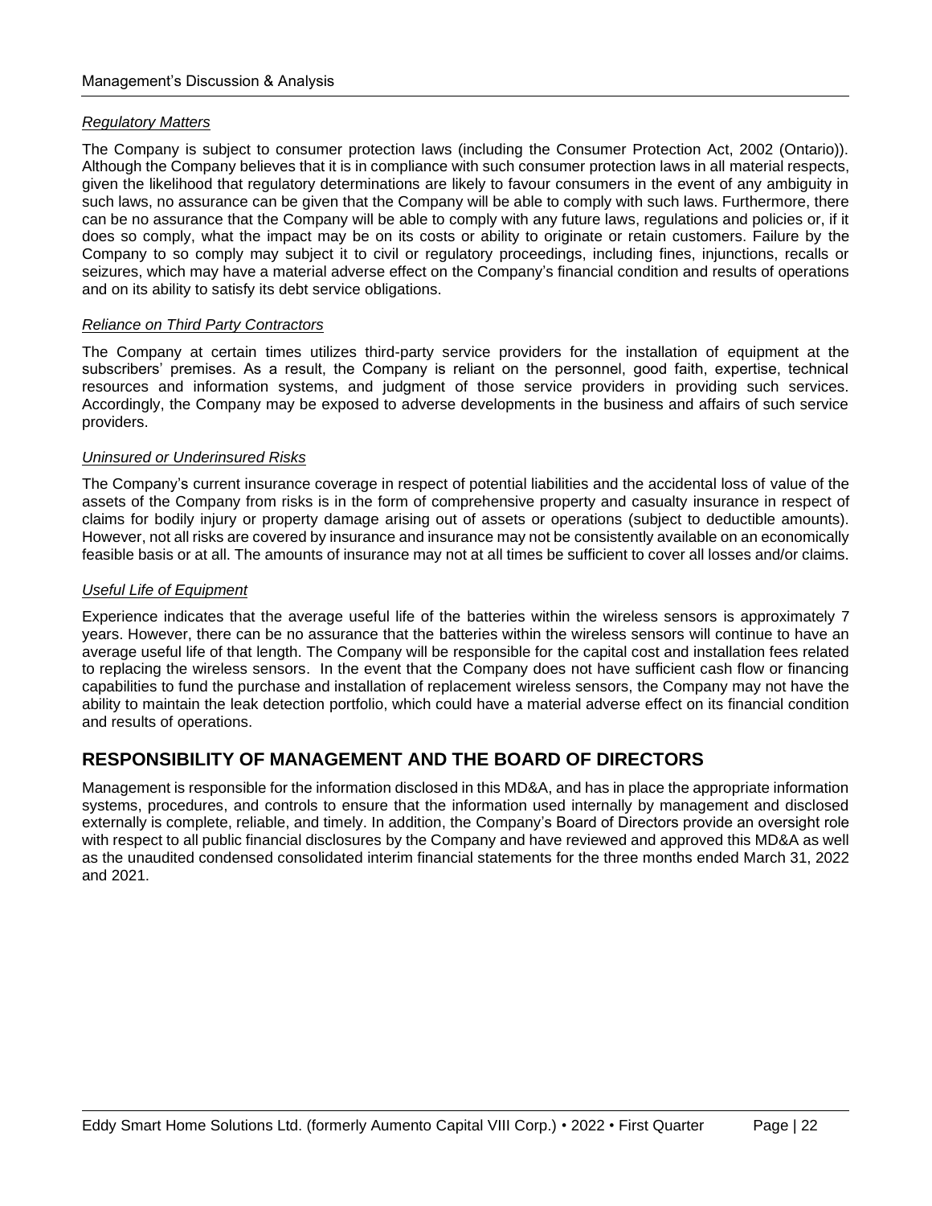*Regulatory Matters*

The Company is subject to consumer protection laws (including the Consumer Protection Act, 2002 (Ontario)). Although the Company believes that it is in compliance with such consumer protection laws in all material respects, given the likelihood that regulatory determinations are likely to favour consumers in the event of any ambiguity in such laws, no assurance can be given that the Company will be able to comply with such laws. Furthermore, there can be no assurance that the Company will be able to comply with any future laws, regulations and policies or, if it does so comply, what the impact may be on its costs or ability to originate or retain customers. Failure by the Company to so comply may subject it to civil or regulatory proceedings, including fines, injunctions, recalls or seizures, which may have a material adverse effect on the Company's financial condition and results of operations and on its ability to satisfy its debt service obligations.

*Reliance on Third Party Contractors*

The Company at certain times utilizes third-party service providers for the installation of equipment at the subscribers' premises. As a result, the Company is reliant on the personnel, good faith, expertise, technical resources and information systems, and judgment of those service providers in providing such services. Accordingly, the Company may be exposed to adverse developments in the business and affairs of such service providers.

*Uninsured or Underinsured Risks*

The Company's current insurance coverage in respect of potential liabilities and the accidental loss of value of the assets of the Company from risks is in the form of comprehensive property and casualty insurance in respect of claims for bodily injury or property damage arising out of assets or operations (subject to deductible amounts). However, not all risks are covered by insurance and insurance may not be consistently available on an economically feasible basis or at all. The amounts of insurance may not at all times be sufficient to cover all losses and/or claims.

*Useful Life of Equipment*

Experience indicates that the average useful life of the batteries within the wireless sensors is approximately 7 years. However, there can be no assurance that the batteries within the wireless sensors will continue to have an average useful life of that length. The Company will be responsible for the capital cost and installation fees related to replacing the wireless sensors. In the event that the Company does not have sufficient cash flow or financing capabilities to fund the purchase and installation of replacement wireless sensors, the Company may not have the ability to maintain the leak detection portfolio, which could have a material adverse effect on its financial condition and results of operations.

## RESPONSIBILITY OF MANAGEMENT AND THE BOARD OF DIRECTORS

Management is responsible for the information disclosed in this MD&A, and has in place the appropriate information systems, procedures, and controls to ensure that the information used internally by management and disclosed externally is complete, reliable, and timely. In addition, the Company's Board of Directors provide an oversight role with respect to all public financial disclosures by the Company and have reviewed and approved this MD&A as well as the unaudited condensed consolidated interim financial statements for the three months ended March 31, 2022 and 2021.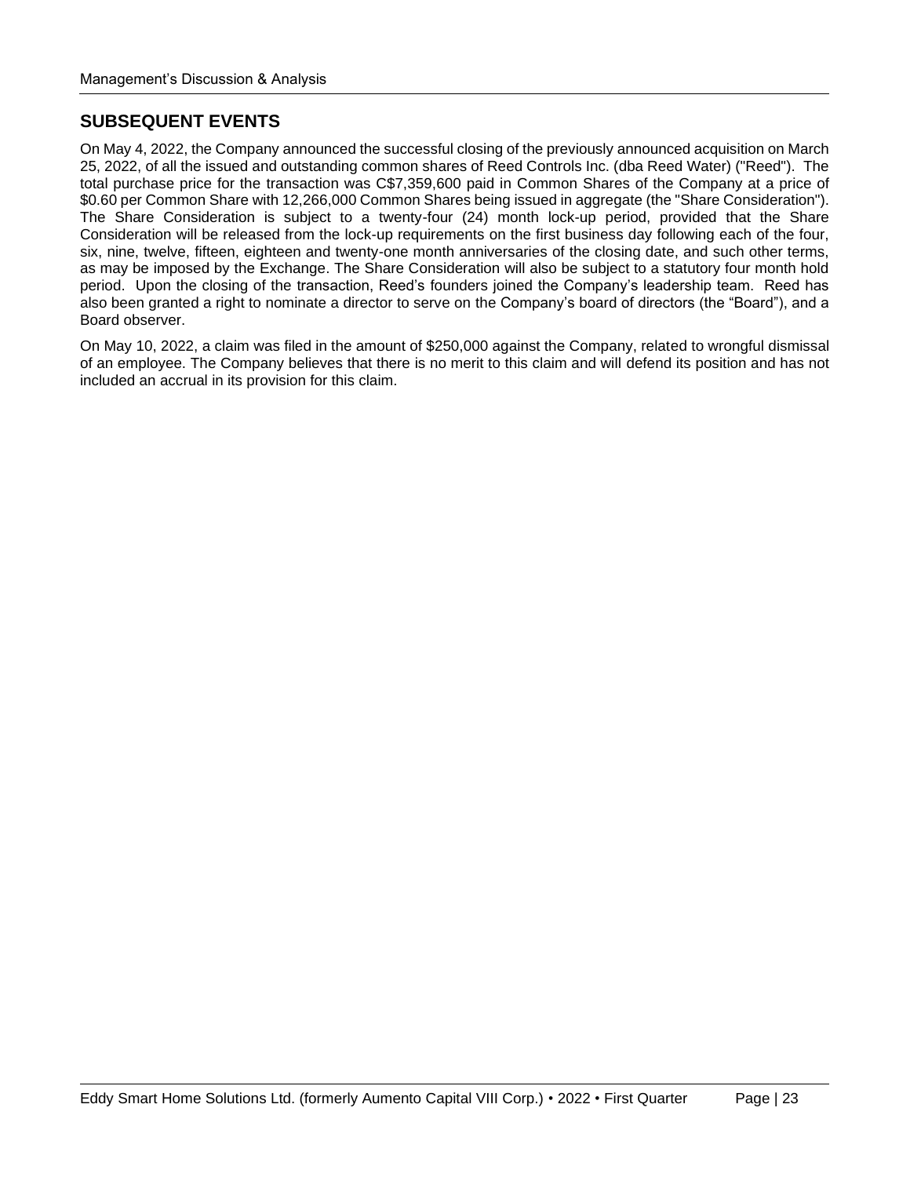## SUBSEQUENT EVENTS

On May 4, 2022, the Company announced the successful closing of the previously announced acquisition on March 25, 2022, of all the issued and outstanding common shares of Reed Controls Inc. (dba Reed Water) ("Reed"). The total purchase price for the transaction was C$7,359,600 paid in Common Shares of the Company at a price of $0.60 per Common Share with 12,266,000 Common Shares being issued in aggregate (the "Share Consideration"). The Share Consideration is subject to a twenty-four (24) month lock-up period, provided that the Share Consideration will be released from the lock-up requirements on the first business day following each of the four, six, nine, twelve, fifteen, eighteen and twenty-one month anniversaries of the closing date, and such other terms, as may be imposed by the Exchange. The Share Consideration will also be subject to a statutory four month hold period. Upon the closing of the transaction, Reed's founders joined the Company's leadership team. Reed has also been granted a right to nominate a director to serve on the Company's board of directors (the "Board"), and a Board observer.

On May 10, 2022, a claim was filed in the amount of $250,000 against the Company, related to wrongful dismissal of an employee. The Company believes that there is no merit to this claim and will defend its position and has not included an accrual in its provision for this claim.